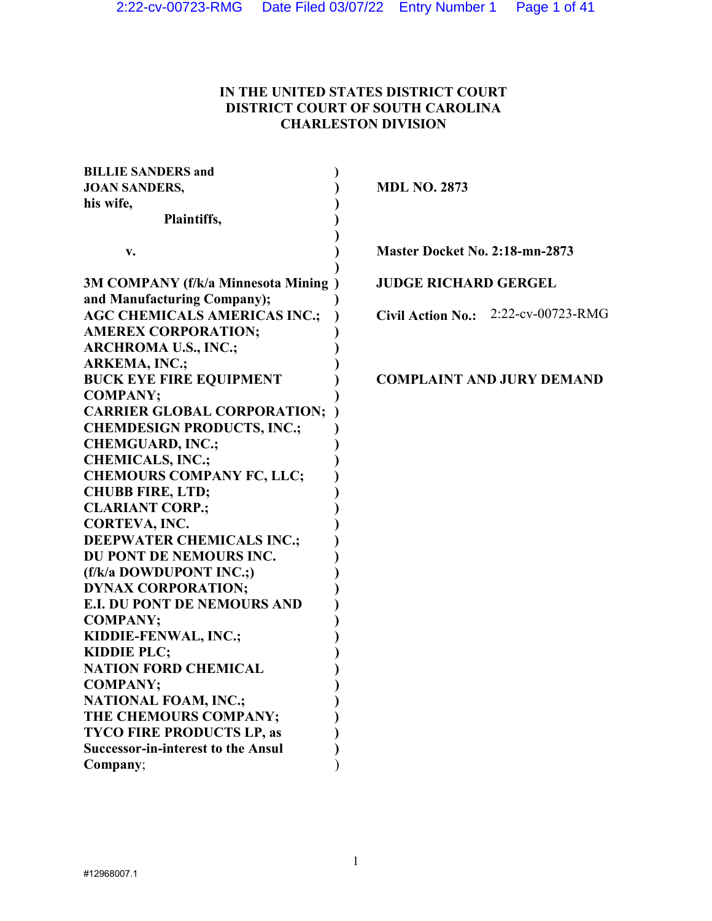**IN THE UNITED STATES DISTRICT COURT**
**DISTRICT COURT OF SOUTH CAROLINA**
**CHARLESTON DIVISION**

| | |
|---|---|
| **BILLIE SANDERS and JOAN SANDERS, his wife,** | **MDL NO. 2873** |
| **Plaintiffs,** | |
| **v.** | **Master Docket No. 2:18-mn-2873** |
| **3M COMPANY (f/k/a Minnesota Mining and Manufacturing Company); AGC CHEMICALS AMERICAS INC.; AMEREX CORPORATION; ARCHROMA U.S., INC.; ARKEMA, INC.; BUCK EYE FIRE EQUIPMENT COMPANY; CARRIER GLOBAL CORPORATION; CHEMDESIGN PRODUCTS, INC.; CHEMGUARD, INC.; CHEMICALS, INC.; CHEMOURS COMPANY FC, LLC; CHUBB FIRE, LTD; CLARIANT CORP.; CORTEVA, INC. DEEPWATER CHEMICALS INC.; DU PONT DE NEMOURS INC. (f/k/a DOWDUPONT INC.;) DYNAX CORPORATION; E.I. DU PONT DE NEMOURS AND COMPANY; KIDDIE-FENWAL, INC.; KIDDIE PLC; NATION FORD CHEMICAL COMPANY; NATIONAL FOAM, INC.; THE CHEMOURS COMPANY; TYCO FIRE PRODUCTS LP, as Successor-in-interest to the Ansul Company**; | **JUDGE RICHARD GERGEL**<br><br>**Civil Action No.:** 2:22-cv-00723-RMG<br><br>**COMPLAINT AND JURY DEMAND** |

#12968007.1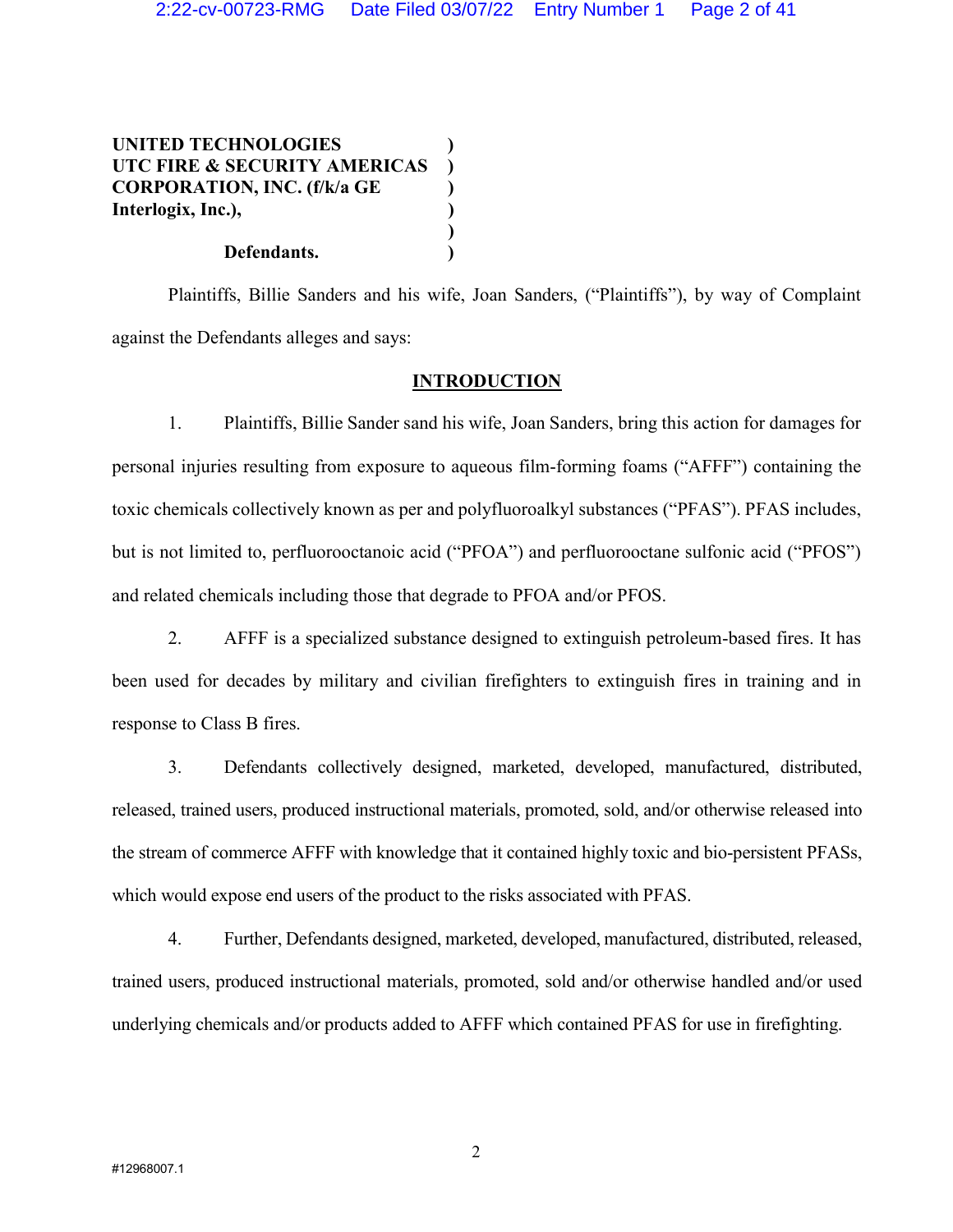**UNITED TECHNOLOGIES )**
**UTC FIRE & SECURITY AMERICAS )**
**CORPORATION, INC. (f/k/a GE )**
**Interlogix, Inc.), )**
**)**
**Defendants. )**

Plaintiffs, Billie Sanders and his wife, Joan Sanders, ("Plaintiffs"), by way of Complaint against the Defendants alleges and says:

**INTRODUCTION**

1. Plaintiffs, Billie Sander sand his wife, Joan Sanders, bring this action for damages for personal injuries resulting from exposure to aqueous film-forming foams ("AFFF") containing the toxic chemicals collectively known as per and polyfluoroalkyl substances ("PFAS"). PFAS includes, but is not limited to, perfluorooctanoic acid ("PFOA") and perfluorooctane sulfonic acid ("PFOS") and related chemicals including those that degrade to PFOA and/or PFOS.

2. AFFF is a specialized substance designed to extinguish petroleum-based fires. It has been used for decades by military and civilian firefighters to extinguish fires in training and in response to Class B fires.

3. Defendants collectively designed, marketed, developed, manufactured, distributed, released, trained users, produced instructional materials, promoted, sold, and/or otherwise released into the stream of commerce AFFF with knowledge that it contained highly toxic and bio-persistent PFASs, which would expose end users of the product to the risks associated with PFAS.

4. Further, Defendants designed, marketed, developed, manufactured, distributed, released, trained users, produced instructional materials, promoted, sold and/or otherwise handled and/or used underlying chemicals and/or products added to AFFF which contained PFAS for use in firefighting.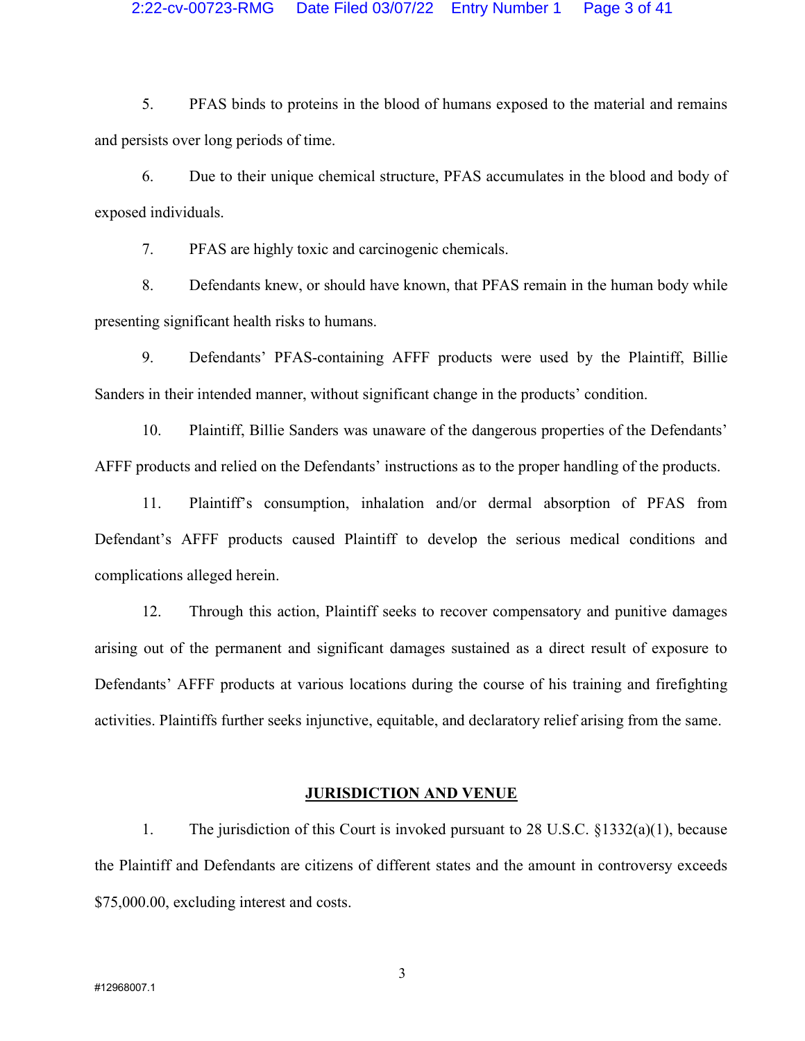5. PFAS binds to proteins in the blood of humans exposed to the material and remains and persists over long periods of time.

6. Due to their unique chemical structure, PFAS accumulates in the blood and body of exposed individuals.

7. PFAS are highly toxic and carcinogenic chemicals.

8. Defendants knew, or should have known, that PFAS remain in the human body while presenting significant health risks to humans.

9. Defendants' PFAS-containing AFFF products were used by the Plaintiff, Billie Sanders in their intended manner, without significant change in the products' condition.

10. Plaintiff, Billie Sanders was unaware of the dangerous properties of the Defendants' AFFF products and relied on the Defendants' instructions as to the proper handling of the products.

11. Plaintiff's consumption, inhalation and/or dermal absorption of PFAS from Defendant's AFFF products caused Plaintiff to develop the serious medical conditions and complications alleged herein.

12. Through this action, Plaintiff seeks to recover compensatory and punitive damages arising out of the permanent and significant damages sustained as a direct result of exposure to Defendants' AFFF products at various locations during the course of his training and firefighting activities. Plaintiffs further seeks injunctive, equitable, and declaratory relief arising from the same.

## JURISDICTION AND VENUE

1. The jurisdiction of this Court is invoked pursuant to 28 U.S.C. §1332(a)(1), because the Plaintiff and Defendants are citizens of different states and the amount in controversy exceeds $75,000.00, excluding interest and costs.

#12968007.1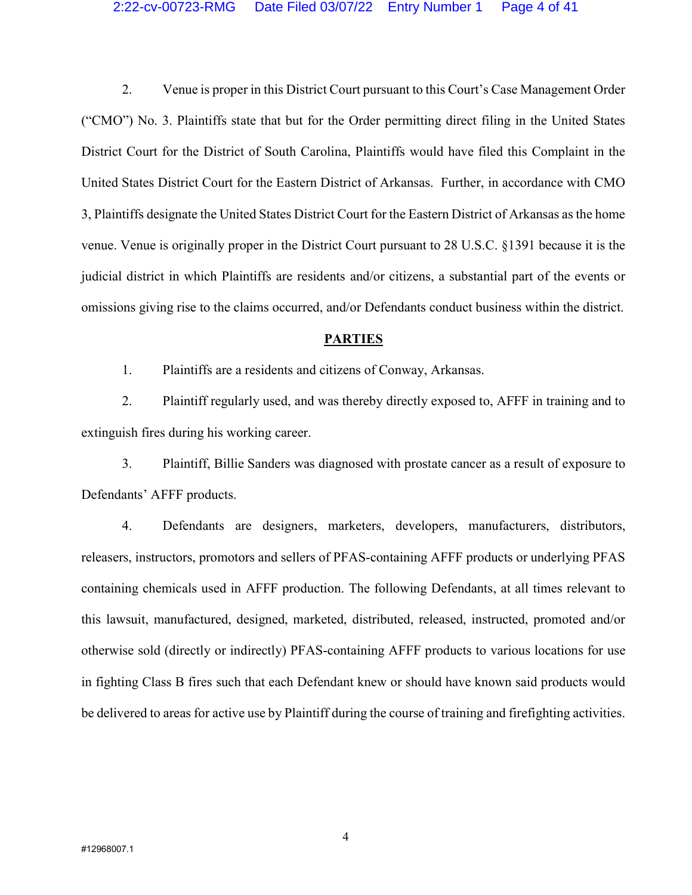2. Venue is proper in this District Court pursuant to this Court's Case Management Order ("CMO") No. 3. Plaintiffs state that but for the Order permitting direct filing in the United States District Court for the District of South Carolina, Plaintiffs would have filed this Complaint in the United States District Court for the Eastern District of Arkansas. Further, in accordance with CMO 3, Plaintiffs designate the United States District Court for the Eastern District of Arkansas as the home venue. Venue is originally proper in the District Court pursuant to 28 U.S.C. §1391 because it is the judicial district in which Plaintiffs are residents and/or citizens, a substantial part of the events or omissions giving rise to the claims occurred, and/or Defendants conduct business within the district.

## PARTIES

1. Plaintiffs are a residents and citizens of Conway, Arkansas.

2. Plaintiff regularly used, and was thereby directly exposed to, AFFF in training and to extinguish fires during his working career.

3. Plaintiff, Billie Sanders was diagnosed with prostate cancer as a result of exposure to Defendants' AFFF products.

4. Defendants are designers, marketers, developers, manufacturers, distributors, releasers, instructors, promotors and sellers of PFAS-containing AFFF products or underlying PFAS containing chemicals used in AFFF production. The following Defendants, at all times relevant to this lawsuit, manufactured, designed, marketed, distributed, released, instructed, promoted and/or otherwise sold (directly or indirectly) PFAS-containing AFFF products to various locations for use in fighting Class B fires such that each Defendant knew or should have known said products would be delivered to areas for active use by Plaintiff during the course of training and firefighting activities.

#12968007.1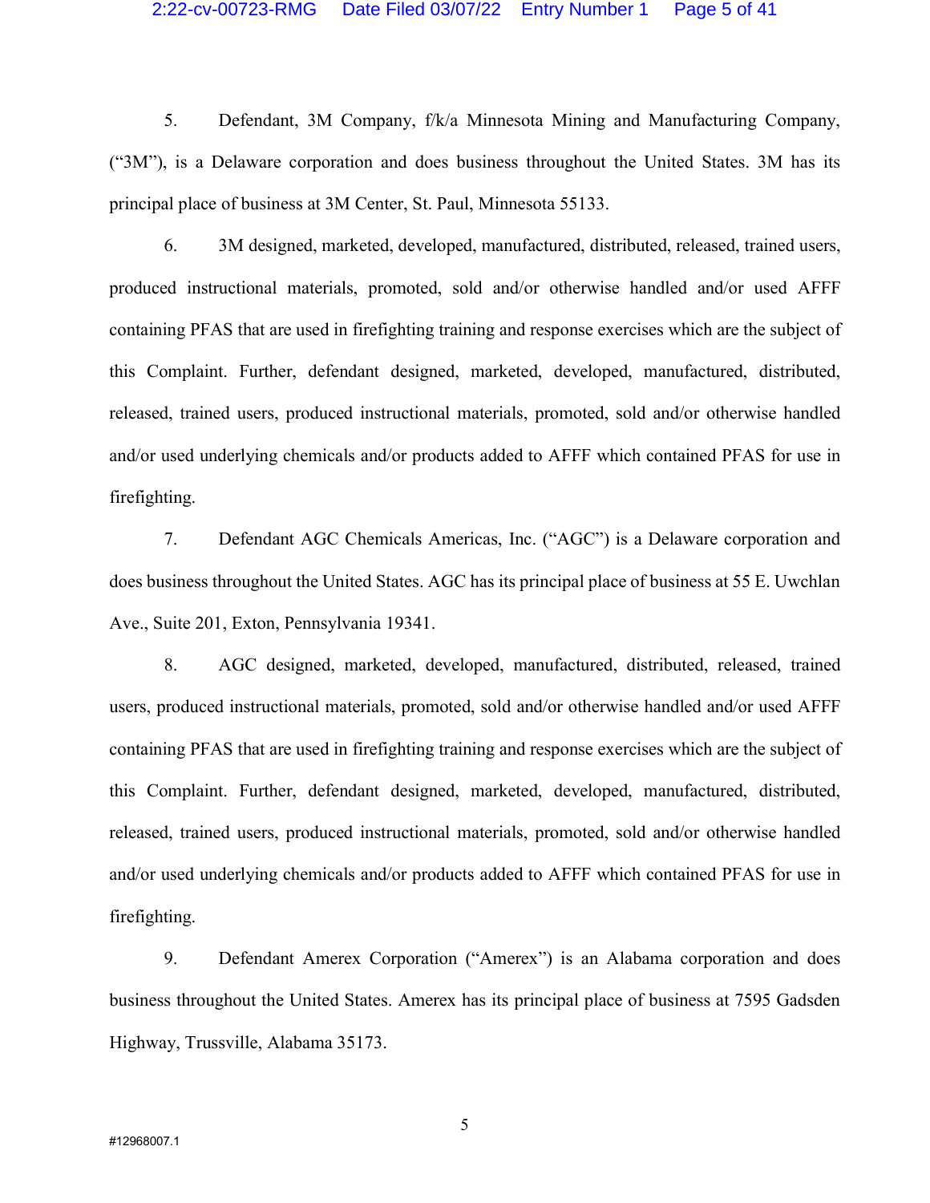5. Defendant, 3M Company, f/k/a Minnesota Mining and Manufacturing Company, ("3M"), is a Delaware corporation and does business throughout the United States. 3M has its principal place of business at 3M Center, St. Paul, Minnesota 55133.

6. 3M designed, marketed, developed, manufactured, distributed, released, trained users, produced instructional materials, promoted, sold and/or otherwise handled and/or used AFFF containing PFAS that are used in firefighting training and response exercises which are the subject of this Complaint. Further, defendant designed, marketed, developed, manufactured, distributed, released, trained users, produced instructional materials, promoted, sold and/or otherwise handled and/or used underlying chemicals and/or products added to AFFF which contained PFAS for use in firefighting.

7. Defendant AGC Chemicals Americas, Inc. ("AGC") is a Delaware corporation and does business throughout the United States. AGC has its principal place of business at 55 E. Uwchlan Ave., Suite 201, Exton, Pennsylvania 19341.

8. AGC designed, marketed, developed, manufactured, distributed, released, trained users, produced instructional materials, promoted, sold and/or otherwise handled and/or used AFFF containing PFAS that are used in firefighting training and response exercises which are the subject of this Complaint. Further, defendant designed, marketed, developed, manufactured, distributed, released, trained users, produced instructional materials, promoted, sold and/or otherwise handled and/or used underlying chemicals and/or products added to AFFF which contained PFAS for use in firefighting.

9. Defendant Amerex Corporation ("Amerex") is an Alabama corporation and does business throughout the United States. Amerex has its principal place of business at 7595 Gadsden Highway, Trussville, Alabama 35173.

#12968007.1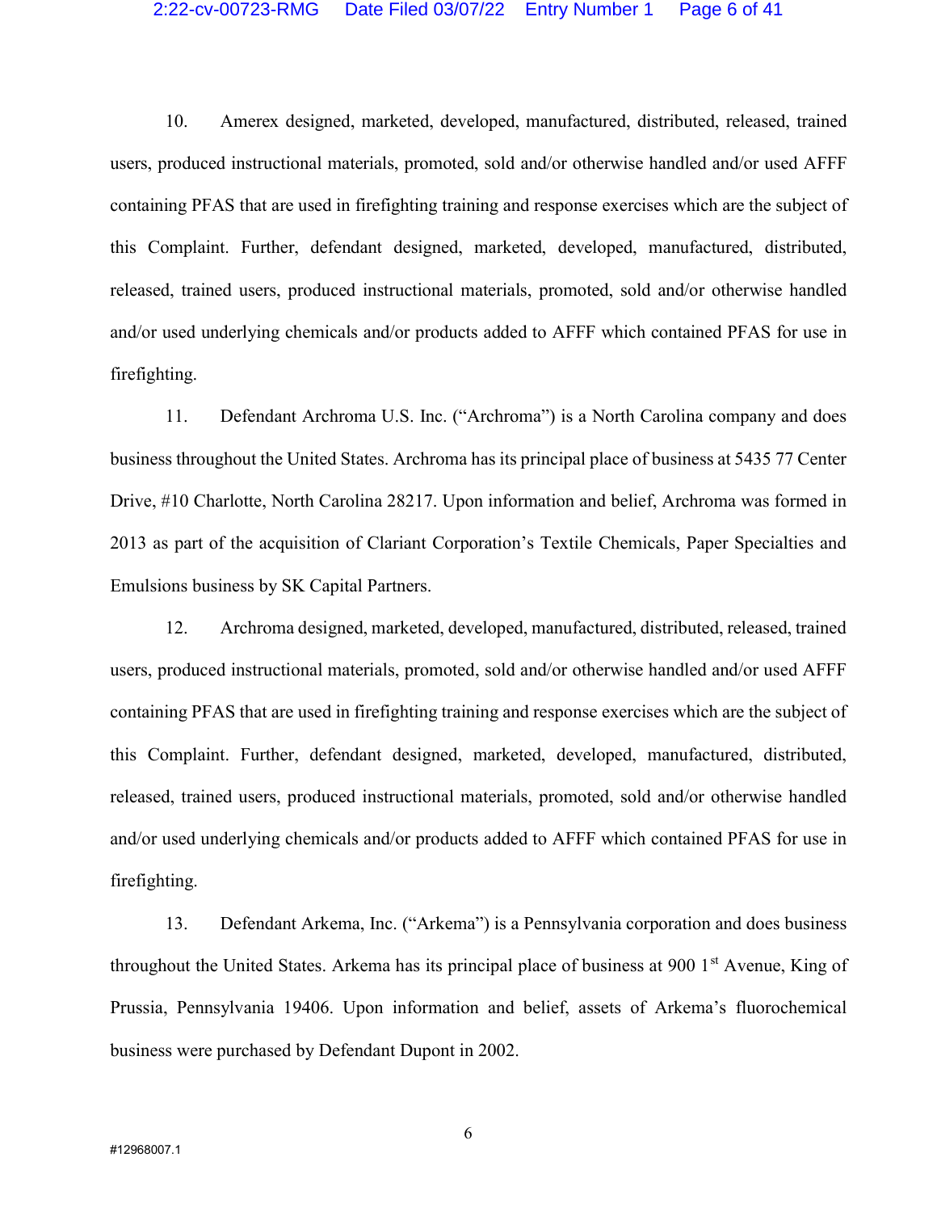10. Amerex designed, marketed, developed, manufactured, distributed, released, trained users, produced instructional materials, promoted, sold and/or otherwise handled and/or used AFFF containing PFAS that are used in firefighting training and response exercises which are the subject of this Complaint. Further, defendant designed, marketed, developed, manufactured, distributed, released, trained users, produced instructional materials, promoted, sold and/or otherwise handled and/or used underlying chemicals and/or products added to AFFF which contained PFAS for use in firefighting.

11. Defendant Archroma U.S. Inc. ("Archroma") is a North Carolina company and does business throughout the United States. Archroma has its principal place of business at 5435 77 Center Drive, #10 Charlotte, North Carolina 28217. Upon information and belief, Archroma was formed in 2013 as part of the acquisition of Clariant Corporation's Textile Chemicals, Paper Specialties and Emulsions business by SK Capital Partners.

12. Archroma designed, marketed, developed, manufactured, distributed, released, trained users, produced instructional materials, promoted, sold and/or otherwise handled and/or used AFFF containing PFAS that are used in firefighting training and response exercises which are the subject of this Complaint. Further, defendant designed, marketed, developed, manufactured, distributed, released, trained users, produced instructional materials, promoted, sold and/or otherwise handled and/or used underlying chemicals and/or products added to AFFF which contained PFAS for use in firefighting.

13. Defendant Arkema, Inc. ("Arkema") is a Pennsylvania corporation and does business throughout the United States. Arkema has its principal place of business at 900 1st Avenue, King of Prussia, Pennsylvania 19406. Upon information and belief, assets of Arkema's fluorochemical business were purchased by Defendant Dupont in 2002.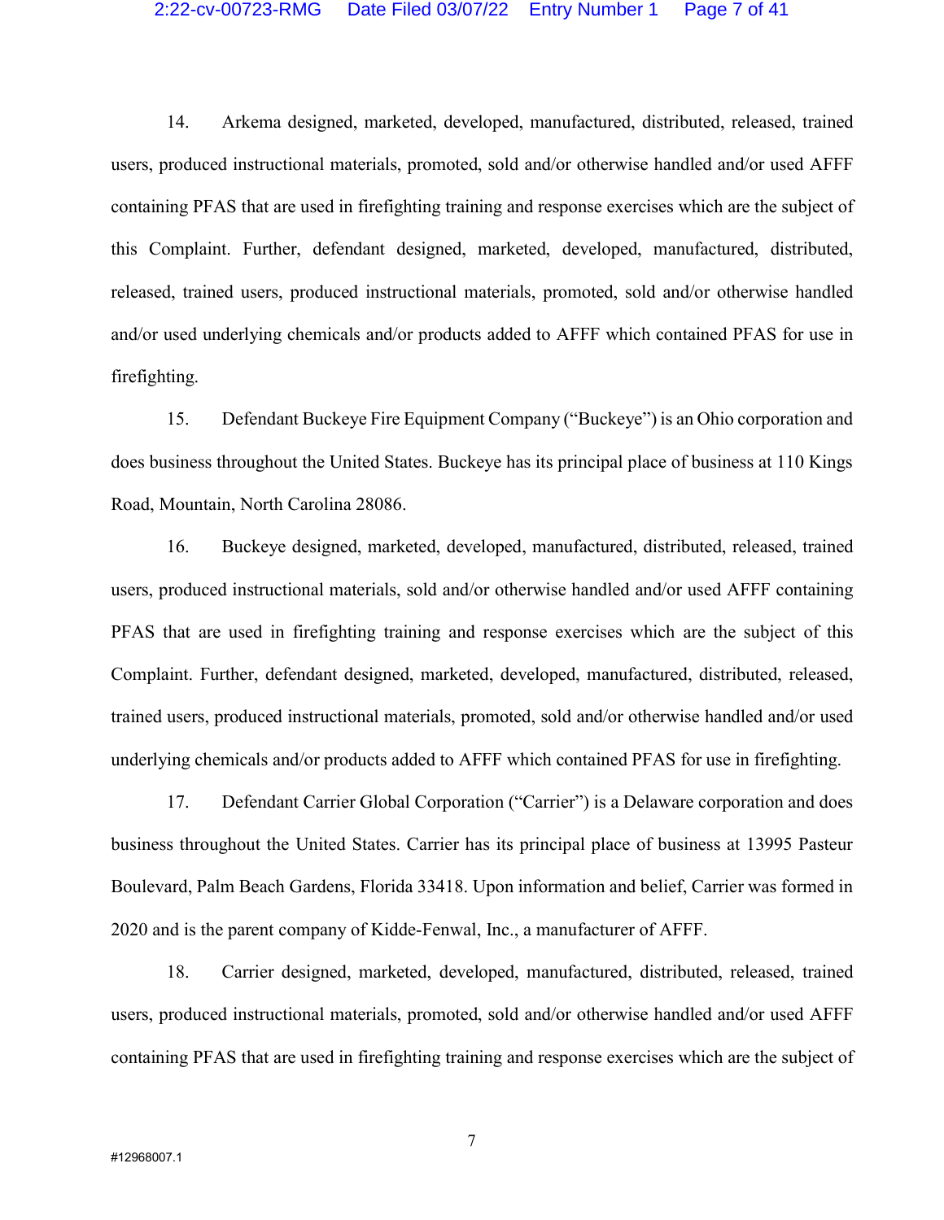14. Arkema designed, marketed, developed, manufactured, distributed, released, trained users, produced instructional materials, promoted, sold and/or otherwise handled and/or used AFFF containing PFAS that are used in firefighting training and response exercises which are the subject of this Complaint. Further, defendant designed, marketed, developed, manufactured, distributed, released, trained users, produced instructional materials, promoted, sold and/or otherwise handled and/or used underlying chemicals and/or products added to AFFF which contained PFAS for use in firefighting.

15. Defendant Buckeye Fire Equipment Company ("Buckeye") is an Ohio corporation and does business throughout the United States. Buckeye has its principal place of business at 110 Kings Road, Mountain, North Carolina 28086.

16. Buckeye designed, marketed, developed, manufactured, distributed, released, trained users, produced instructional materials, sold and/or otherwise handled and/or used AFFF containing PFAS that are used in firefighting training and response exercises which are the subject of this Complaint. Further, defendant designed, marketed, developed, manufactured, distributed, released, trained users, produced instructional materials, promoted, sold and/or otherwise handled and/or used underlying chemicals and/or products added to AFFF which contained PFAS for use in firefighting.

17. Defendant Carrier Global Corporation ("Carrier") is a Delaware corporation and does business throughout the United States. Carrier has its principal place of business at 13995 Pasteur Boulevard, Palm Beach Gardens, Florida 33418. Upon information and belief, Carrier was formed in 2020 and is the parent company of Kidde-Fenwal, Inc., a manufacturer of AFFF.

18. Carrier designed, marketed, developed, manufactured, distributed, released, trained users, produced instructional materials, promoted, sold and/or otherwise handled and/or used AFFF containing PFAS that are used in firefighting training and response exercises which are the subject of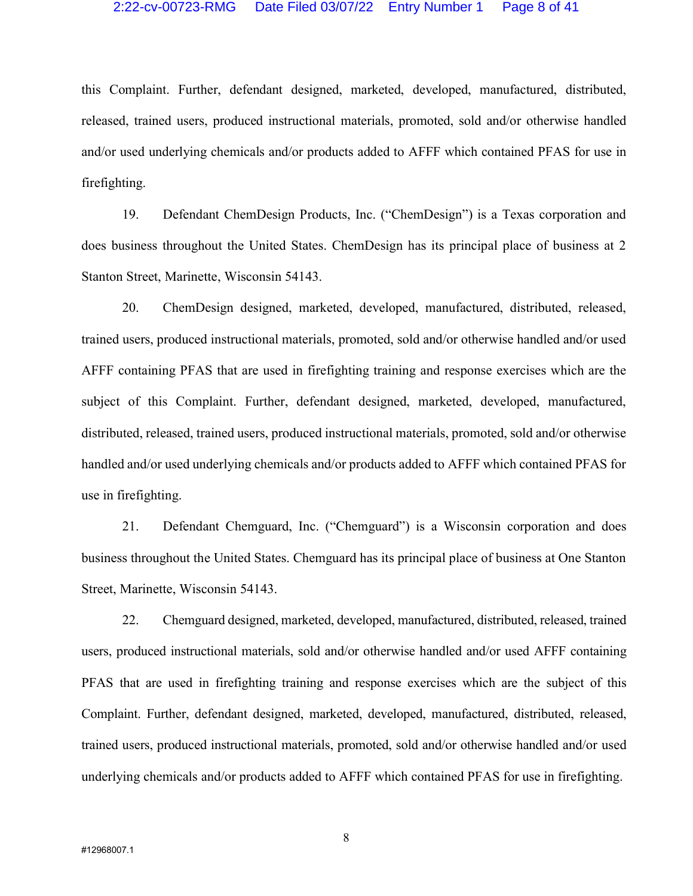this Complaint. Further, defendant designed, marketed, developed, manufactured, distributed, released, trained users, produced instructional materials, promoted, sold and/or otherwise handled and/or used underlying chemicals and/or products added to AFFF which contained PFAS for use in firefighting.

19. Defendant ChemDesign Products, Inc. ("ChemDesign") is a Texas corporation and does business throughout the United States. ChemDesign has its principal place of business at 2 Stanton Street, Marinette, Wisconsin 54143.

20. ChemDesign designed, marketed, developed, manufactured, distributed, released, trained users, produced instructional materials, promoted, sold and/or otherwise handled and/or used AFFF containing PFAS that are used in firefighting training and response exercises which are the subject of this Complaint. Further, defendant designed, marketed, developed, manufactured, distributed, released, trained users, produced instructional materials, promoted, sold and/or otherwise handled and/or used underlying chemicals and/or products added to AFFF which contained PFAS for use in firefighting.

21. Defendant Chemguard, Inc. ("Chemguard") is a Wisconsin corporation and does business throughout the United States. Chemguard has its principal place of business at One Stanton Street, Marinette, Wisconsin 54143.

22. Chemguard designed, marketed, developed, manufactured, distributed, released, trained users, produced instructional materials, sold and/or otherwise handled and/or used AFFF containing PFAS that are used in firefighting training and response exercises which are the subject of this Complaint. Further, defendant designed, marketed, developed, manufactured, distributed, released, trained users, produced instructional materials, promoted, sold and/or otherwise handled and/or used underlying chemicals and/or products added to AFFF which contained PFAS for use in firefighting.

#12968007.1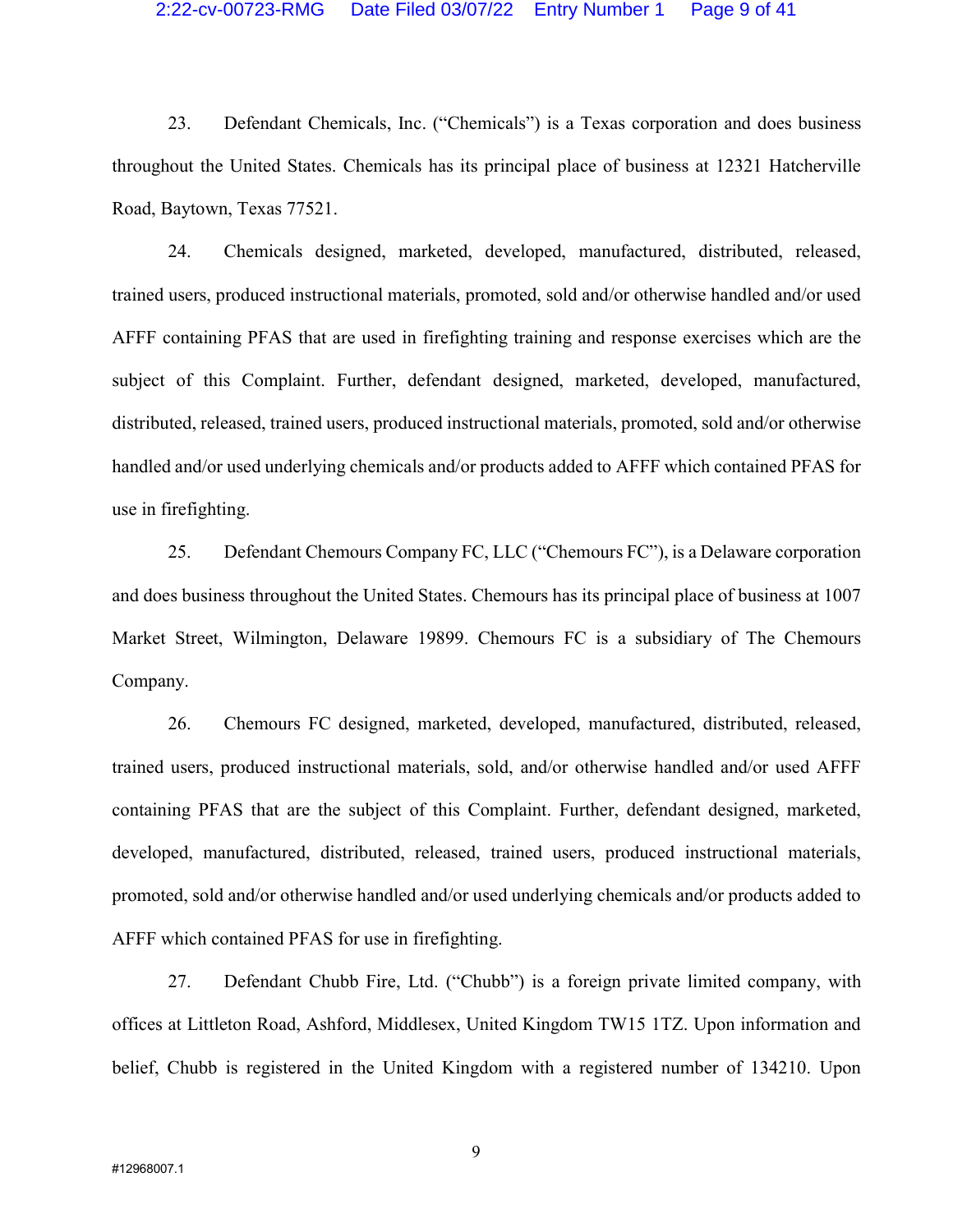23. Defendant Chemicals, Inc. ("Chemicals") is a Texas corporation and does business throughout the United States. Chemicals has its principal place of business at 12321 Hatcherville Road, Baytown, Texas 77521.

24. Chemicals designed, marketed, developed, manufactured, distributed, released, trained users, produced instructional materials, promoted, sold and/or otherwise handled and/or used AFFF containing PFAS that are used in firefighting training and response exercises which are the subject of this Complaint. Further, defendant designed, marketed, developed, manufactured, distributed, released, trained users, produced instructional materials, promoted, sold and/or otherwise handled and/or used underlying chemicals and/or products added to AFFF which contained PFAS for use in firefighting.

25. Defendant Chemours Company FC, LLC ("Chemours FC"), is a Delaware corporation and does business throughout the United States. Chemours has its principal place of business at 1007 Market Street, Wilmington, Delaware 19899. Chemours FC is a subsidiary of The Chemours Company.

26. Chemours FC designed, marketed, developed, manufactured, distributed, released, trained users, produced instructional materials, sold, and/or otherwise handled and/or used AFFF containing PFAS that are the subject of this Complaint. Further, defendant designed, marketed, developed, manufactured, distributed, released, trained users, produced instructional materials, promoted, sold and/or otherwise handled and/or used underlying chemicals and/or products added to AFFF which contained PFAS for use in firefighting.

27. Defendant Chubb Fire, Ltd. ("Chubb") is a foreign private limited company, with offices at Littleton Road, Ashford, Middlesex, United Kingdom TW15 1TZ. Upon information and belief, Chubb is registered in the United Kingdom with a registered number of 134210. Upon

#12968007.1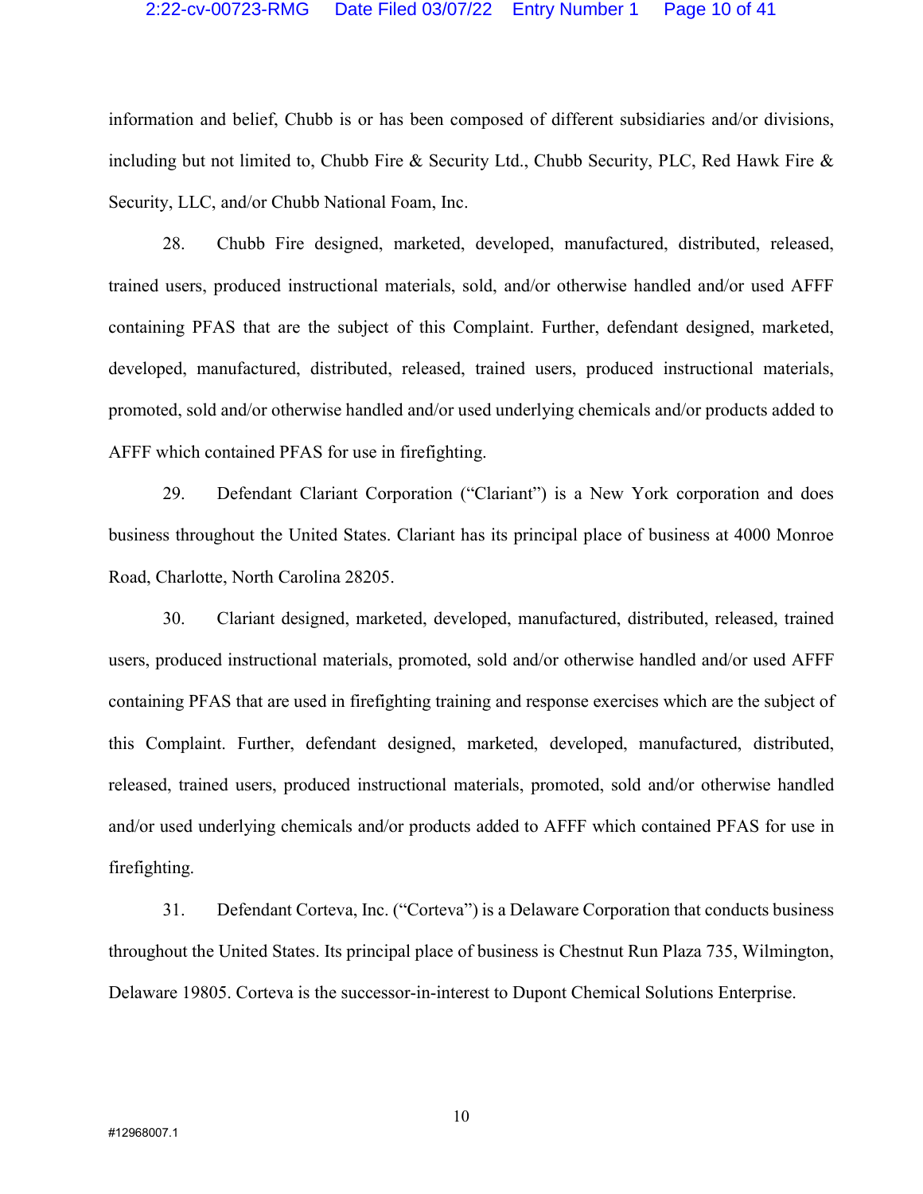information and belief, Chubb is or has been composed of different subsidiaries and/or divisions, including but not limited to, Chubb Fire & Security Ltd., Chubb Security, PLC, Red Hawk Fire & Security, LLC, and/or Chubb National Foam, Inc.

28. Chubb Fire designed, marketed, developed, manufactured, distributed, released, trained users, produced instructional materials, sold, and/or otherwise handled and/or used AFFF containing PFAS that are the subject of this Complaint. Further, defendant designed, marketed, developed, manufactured, distributed, released, trained users, produced instructional materials, promoted, sold and/or otherwise handled and/or used underlying chemicals and/or products added to AFFF which contained PFAS for use in firefighting.

29. Defendant Clariant Corporation ("Clariant") is a New York corporation and does business throughout the United States. Clariant has its principal place of business at 4000 Monroe Road, Charlotte, North Carolina 28205.

30. Clariant designed, marketed, developed, manufactured, distributed, released, trained users, produced instructional materials, promoted, sold and/or otherwise handled and/or used AFFF containing PFAS that are used in firefighting training and response exercises which are the subject of this Complaint. Further, defendant designed, marketed, developed, manufactured, distributed, released, trained users, produced instructional materials, promoted, sold and/or otherwise handled and/or used underlying chemicals and/or products added to AFFF which contained PFAS for use in firefighting.

31. Defendant Corteva, Inc. ("Corteva") is a Delaware Corporation that conducts business throughout the United States. Its principal place of business is Chestnut Run Plaza 735, Wilmington, Delaware 19805. Corteva is the successor-in-interest to Dupont Chemical Solutions Enterprise.

#12968007.1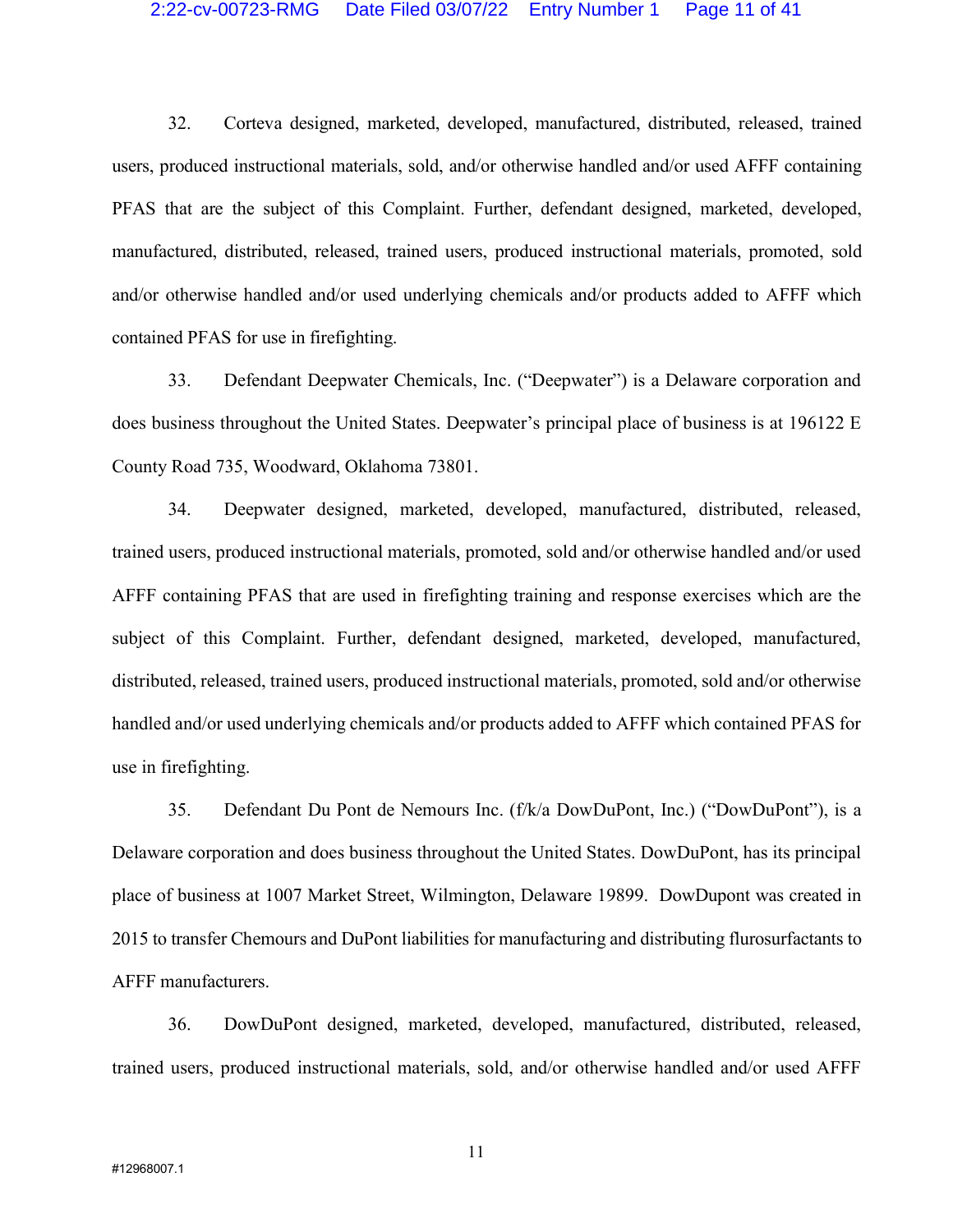32. Corteva designed, marketed, developed, manufactured, distributed, released, trained users, produced instructional materials, sold, and/or otherwise handled and/or used AFFF containing PFAS that are the subject of this Complaint. Further, defendant designed, marketed, developed, manufactured, distributed, released, trained users, produced instructional materials, promoted, sold and/or otherwise handled and/or used underlying chemicals and/or products added to AFFF which contained PFAS for use in firefighting.

33. Defendant Deepwater Chemicals, Inc. ("Deepwater") is a Delaware corporation and does business throughout the United States. Deepwater's principal place of business is at 196122 E County Road 735, Woodward, Oklahoma 73801.

34. Deepwater designed, marketed, developed, manufactured, distributed, released, trained users, produced instructional materials, promoted, sold and/or otherwise handled and/or used AFFF containing PFAS that are used in firefighting training and response exercises which are the subject of this Complaint. Further, defendant designed, marketed, developed, manufactured, distributed, released, trained users, produced instructional materials, promoted, sold and/or otherwise handled and/or used underlying chemicals and/or products added to AFFF which contained PFAS for use in firefighting.

35. Defendant Du Pont de Nemours Inc. (f/k/a DowDuPont, Inc.) ("DowDuPont"), is a Delaware corporation and does business throughout the United States. DowDuPont, has its principal place of business at 1007 Market Street, Wilmington, Delaware 19899. DowDupont was created in 2015 to transfer Chemours and DuPont liabilities for manufacturing and distributing flurosurfactants to AFFF manufacturers.

36. DowDuPont designed, marketed, developed, manufactured, distributed, released, trained users, produced instructional materials, sold, and/or otherwise handled and/or used AFFF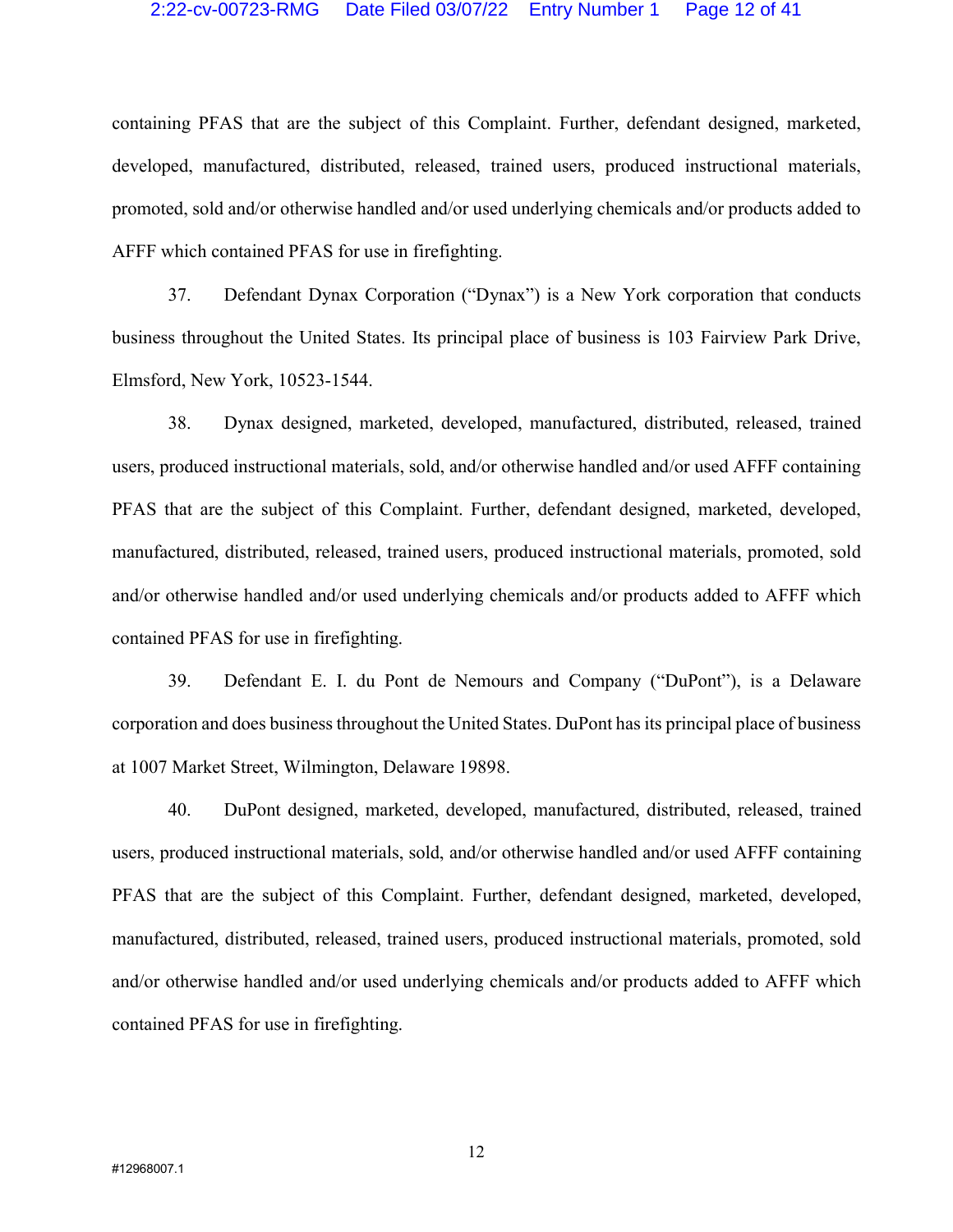containing PFAS that are the subject of this Complaint. Further, defendant designed, marketed, developed, manufactured, distributed, released, trained users, produced instructional materials, promoted, sold and/or otherwise handled and/or used underlying chemicals and/or products added to AFFF which contained PFAS for use in firefighting.

37. Defendant Dynax Corporation ("Dynax") is a New York corporation that conducts business throughout the United States. Its principal place of business is 103 Fairview Park Drive, Elmsford, New York, 10523-1544.

38. Dynax designed, marketed, developed, manufactured, distributed, released, trained users, produced instructional materials, sold, and/or otherwise handled and/or used AFFF containing PFAS that are the subject of this Complaint. Further, defendant designed, marketed, developed, manufactured, distributed, released, trained users, produced instructional materials, promoted, sold and/or otherwise handled and/or used underlying chemicals and/or products added to AFFF which contained PFAS for use in firefighting.

39. Defendant E. I. du Pont de Nemours and Company ("DuPont"), is a Delaware corporation and does business throughout the United States. DuPont has its principal place of business at 1007 Market Street, Wilmington, Delaware 19898.

40. DuPont designed, marketed, developed, manufactured, distributed, released, trained users, produced instructional materials, sold, and/or otherwise handled and/or used AFFF containing PFAS that are the subject of this Complaint. Further, defendant designed, marketed, developed, manufactured, distributed, released, trained users, produced instructional materials, promoted, sold and/or otherwise handled and/or used underlying chemicals and/or products added to AFFF which contained PFAS for use in firefighting.

#12968007.1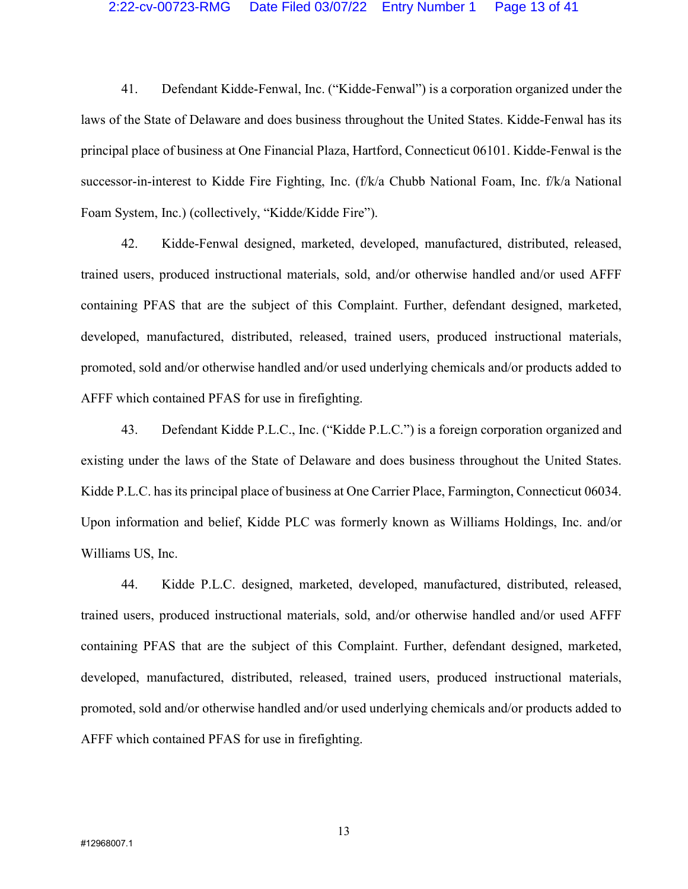41. Defendant Kidde-Fenwal, Inc. ("Kidde-Fenwal") is a corporation organized under the laws of the State of Delaware and does business throughout the United States. Kidde-Fenwal has its principal place of business at One Financial Plaza, Hartford, Connecticut 06101. Kidde-Fenwal is the successor-in-interest to Kidde Fire Fighting, Inc. (f/k/a Chubb National Foam, Inc. f/k/a National Foam System, Inc.) (collectively, "Kidde/Kidde Fire").

42. Kidde-Fenwal designed, marketed, developed, manufactured, distributed, released, trained users, produced instructional materials, sold, and/or otherwise handled and/or used AFFF containing PFAS that are the subject of this Complaint. Further, defendant designed, marketed, developed, manufactured, distributed, released, trained users, produced instructional materials, promoted, sold and/or otherwise handled and/or used underlying chemicals and/or products added to AFFF which contained PFAS for use in firefighting.

43. Defendant Kidde P.L.C., Inc. ("Kidde P.L.C.") is a foreign corporation organized and existing under the laws of the State of Delaware and does business throughout the United States. Kidde P.L.C. has its principal place of business at One Carrier Place, Farmington, Connecticut 06034. Upon information and belief, Kidde PLC was formerly known as Williams Holdings, Inc. and/or Williams US, Inc.

44. Kidde P.L.C. designed, marketed, developed, manufactured, distributed, released, trained users, produced instructional materials, sold, and/or otherwise handled and/or used AFFF containing PFAS that are the subject of this Complaint. Further, defendant designed, marketed, developed, manufactured, distributed, released, trained users, produced instructional materials, promoted, sold and/or otherwise handled and/or used underlying chemicals and/or products added to AFFF which contained PFAS for use in firefighting.

#12968007.1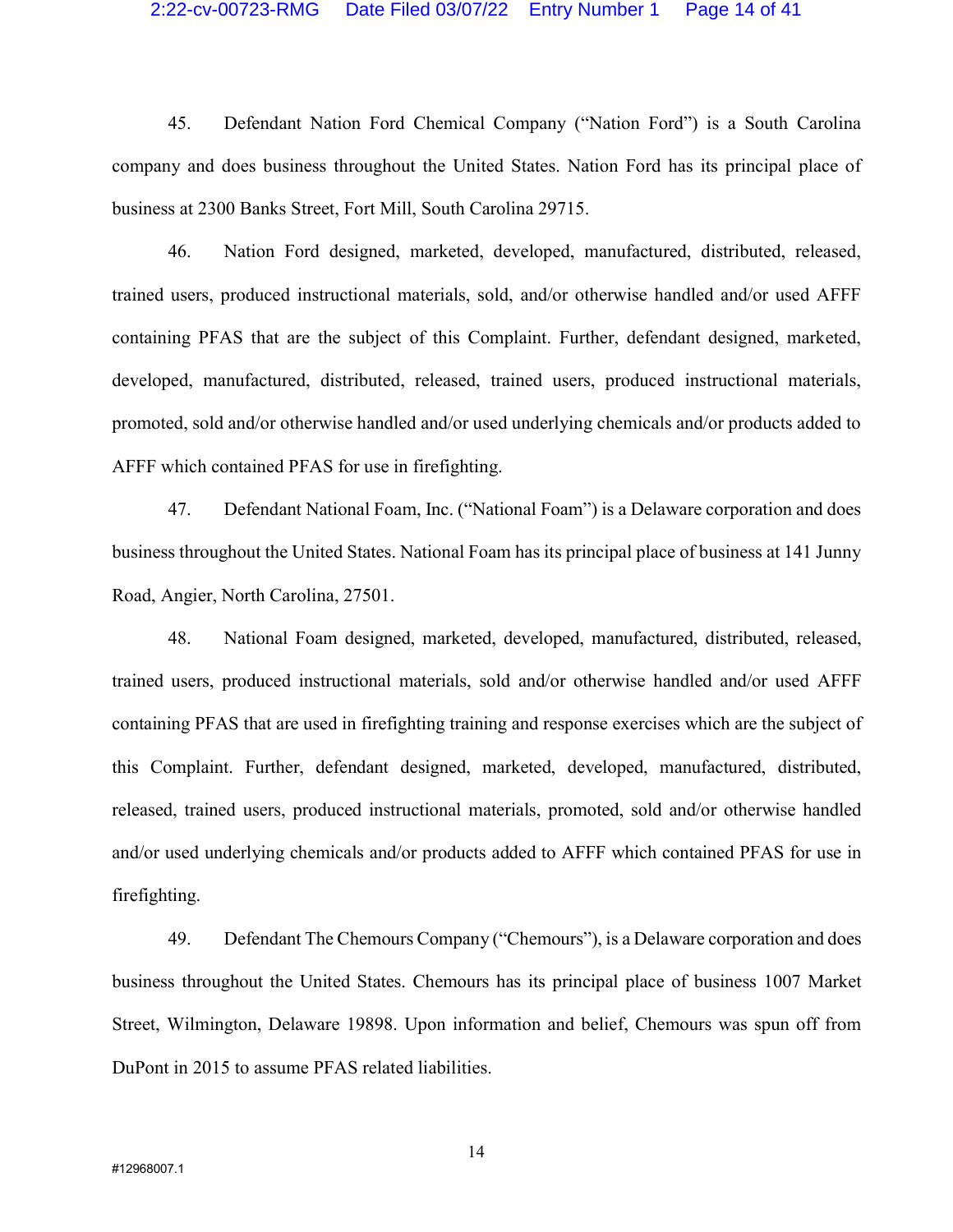45. Defendant Nation Ford Chemical Company ("Nation Ford") is a South Carolina company and does business throughout the United States. Nation Ford has its principal place of business at 2300 Banks Street, Fort Mill, South Carolina 29715.

46. Nation Ford designed, marketed, developed, manufactured, distributed, released, trained users, produced instructional materials, sold, and/or otherwise handled and/or used AFFF containing PFAS that are the subject of this Complaint. Further, defendant designed, marketed, developed, manufactured, distributed, released, trained users, produced instructional materials, promoted, sold and/or otherwise handled and/or used underlying chemicals and/or products added to AFFF which contained PFAS for use in firefighting.

47. Defendant National Foam, Inc. ("National Foam") is a Delaware corporation and does business throughout the United States. National Foam has its principal place of business at 141 Junny Road, Angier, North Carolina, 27501.

48. National Foam designed, marketed, developed, manufactured, distributed, released, trained users, produced instructional materials, sold and/or otherwise handled and/or used AFFF containing PFAS that are used in firefighting training and response exercises which are the subject of this Complaint. Further, defendant designed, marketed, developed, manufactured, distributed, released, trained users, produced instructional materials, promoted, sold and/or otherwise handled and/or used underlying chemicals and/or products added to AFFF which contained PFAS for use in firefighting.

49. Defendant The Chemours Company ("Chemours"), is a Delaware corporation and does business throughout the United States. Chemours has its principal place of business 1007 Market Street, Wilmington, Delaware 19898. Upon information and belief, Chemours was spun off from DuPont in 2015 to assume PFAS related liabilities.

#12968007.1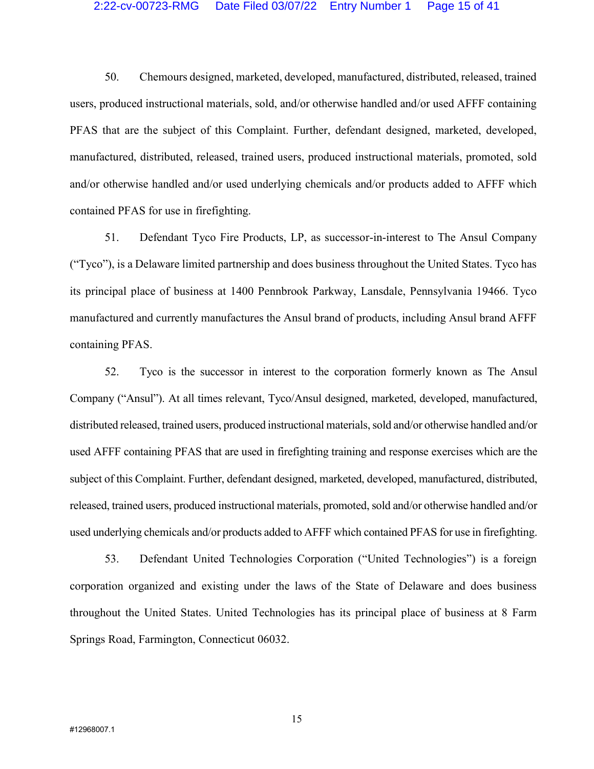50. Chemours designed, marketed, developed, manufactured, distributed, released, trained users, produced instructional materials, sold, and/or otherwise handled and/or used AFFF containing PFAS that are the subject of this Complaint. Further, defendant designed, marketed, developed, manufactured, distributed, released, trained users, produced instructional materials, promoted, sold and/or otherwise handled and/or used underlying chemicals and/or products added to AFFF which contained PFAS for use in firefighting.

51. Defendant Tyco Fire Products, LP, as successor-in-interest to The Ansul Company ("Tyco"), is a Delaware limited partnership and does business throughout the United States. Tyco has its principal place of business at 1400 Pennbrook Parkway, Lansdale, Pennsylvania 19466. Tyco manufactured and currently manufactures the Ansul brand of products, including Ansul brand AFFF containing PFAS.

52. Tyco is the successor in interest to the corporation formerly known as The Ansul Company ("Ansul"). At all times relevant, Tyco/Ansul designed, marketed, developed, manufactured, distributed released, trained users, produced instructional materials, sold and/or otherwise handled and/or used AFFF containing PFAS that are used in firefighting training and response exercises which are the subject of this Complaint. Further, defendant designed, marketed, developed, manufactured, distributed, released, trained users, produced instructional materials, promoted, sold and/or otherwise handled and/or used underlying chemicals and/or products added to AFFF which contained PFAS for use in firefighting.

53. Defendant United Technologies Corporation ("United Technologies") is a foreign corporation organized and existing under the laws of the State of Delaware and does business throughout the United States. United Technologies has its principal place of business at 8 Farm Springs Road, Farmington, Connecticut 06032.

#12968007.1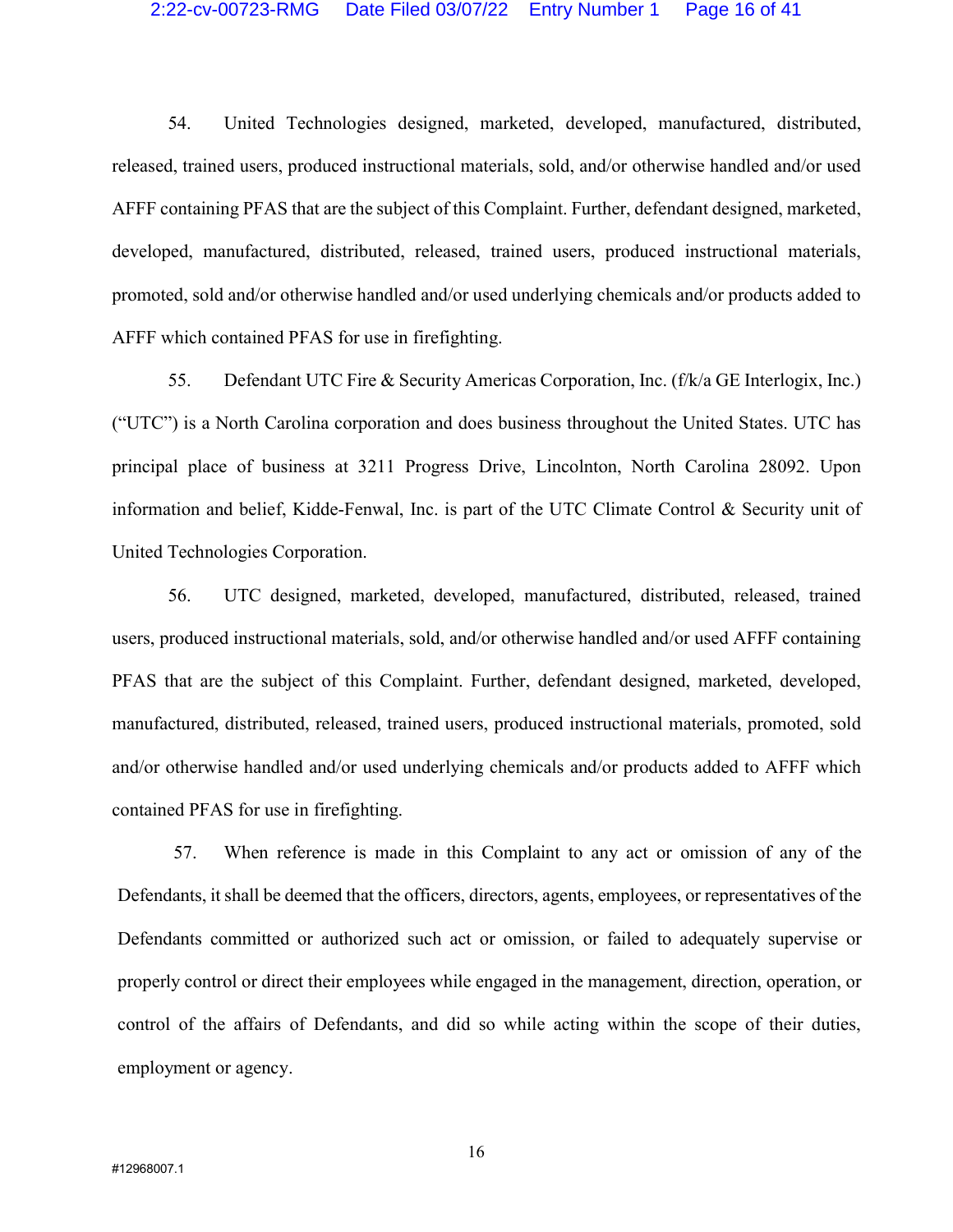54. United Technologies designed, marketed, developed, manufactured, distributed, released, trained users, produced instructional materials, sold, and/or otherwise handled and/or used AFFF containing PFAS that are the subject of this Complaint. Further, defendant designed, marketed, developed, manufactured, distributed, released, trained users, produced instructional materials, promoted, sold and/or otherwise handled and/or used underlying chemicals and/or products added to AFFF which contained PFAS for use in firefighting.

55. Defendant UTC Fire & Security Americas Corporation, Inc. (f/k/a GE Interlogix, Inc.) ("UTC") is a North Carolina corporation and does business throughout the United States. UTC has principal place of business at 3211 Progress Drive, Lincolnton, North Carolina 28092. Upon information and belief, Kidde-Fenwal, Inc. is part of the UTC Climate Control & Security unit of United Technologies Corporation.

56. UTC designed, marketed, developed, manufactured, distributed, released, trained users, produced instructional materials, sold, and/or otherwise handled and/or used AFFF containing PFAS that are the subject of this Complaint. Further, defendant designed, marketed, developed, manufactured, distributed, released, trained users, produced instructional materials, promoted, sold and/or otherwise handled and/or used underlying chemicals and/or products added to AFFF which contained PFAS for use in firefighting.

57. When reference is made in this Complaint to any act or omission of any of the Defendants, it shall be deemed that the officers, directors, agents, employees, or representatives of the Defendants committed or authorized such act or omission, or failed to adequately supervise or properly control or direct their employees while engaged in the management, direction, operation, or control of the affairs of Defendants, and did so while acting within the scope of their duties, employment or agency.

#12968007.1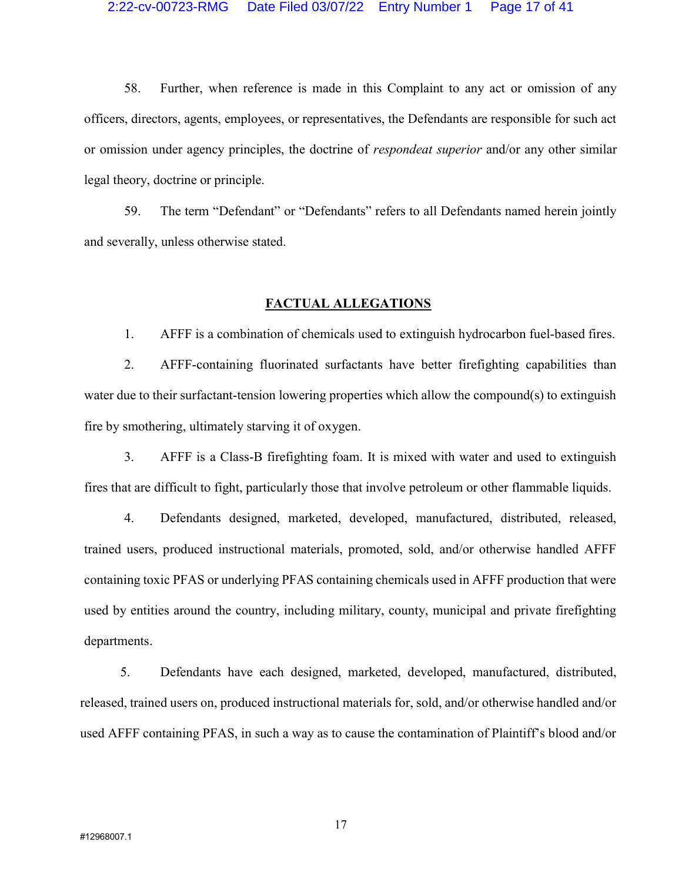58. Further, when reference is made in this Complaint to any act or omission of any officers, directors, agents, employees, or representatives, the Defendants are responsible for such act or omission under agency principles, the doctrine of *respondeat superior* and/or any other similar legal theory, doctrine or principle.

59. The term "Defendant" or "Defendants" refers to all Defendants named herein jointly and severally, unless otherwise stated.

## FACTUAL ALLEGATIONS

1. AFFF is a combination of chemicals used to extinguish hydrocarbon fuel-based fires.

2. AFFF-containing fluorinated surfactants have better firefighting capabilities than water due to their surfactant-tension lowering properties which allow the compound(s) to extinguish fire by smothering, ultimately starving it of oxygen.

3. AFFF is a Class-B firefighting foam. It is mixed with water and used to extinguish fires that are difficult to fight, particularly those that involve petroleum or other flammable liquids.

4. Defendants designed, marketed, developed, manufactured, distributed, released, trained users, produced instructional materials, promoted, sold, and/or otherwise handled AFFF containing toxic PFAS or underlying PFAS containing chemicals used in AFFF production that were used by entities around the country, including military, county, municipal and private firefighting departments.

5. Defendants have each designed, marketed, developed, manufactured, distributed, released, trained users on, produced instructional materials for, sold, and/or otherwise handled and/or used AFFF containing PFAS, in such a way as to cause the contamination of Plaintiff's blood and/or

#12968007.1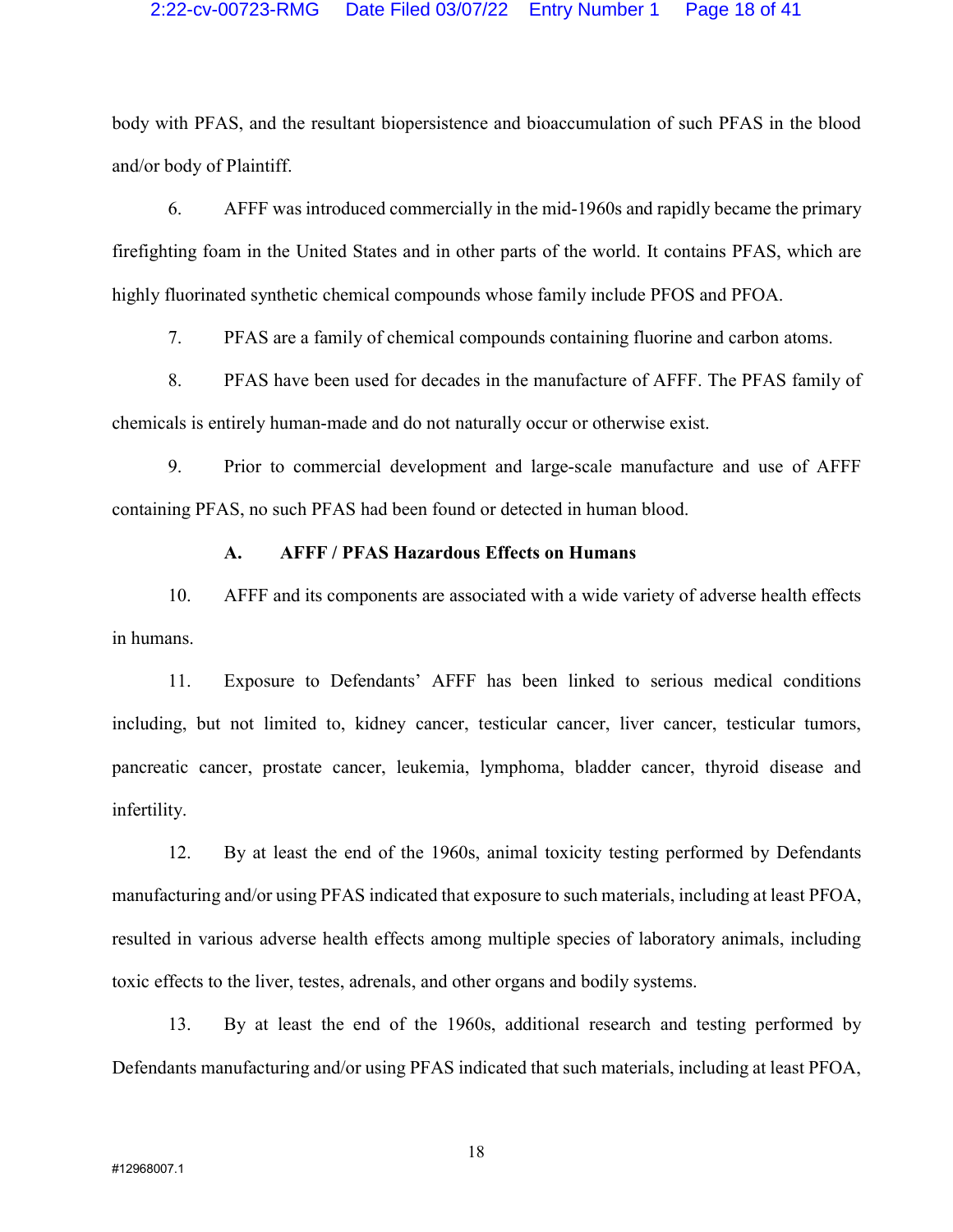body with PFAS, and the resultant biopersistence and bioaccumulation of such PFAS in the blood and/or body of Plaintiff.

6. AFFF was introduced commercially in the mid-1960s and rapidly became the primary firefighting foam in the United States and in other parts of the world. It contains PFAS, which are highly fluorinated synthetic chemical compounds whose family include PFOS and PFOA.

7. PFAS are a family of chemical compounds containing fluorine and carbon atoms.

8. PFAS have been used for decades in the manufacture of AFFF. The PFAS family of chemicals is entirely human-made and do not naturally occur or otherwise exist.

9. Prior to commercial development and large-scale manufacture and use of AFFF containing PFAS, no such PFAS had been found or detected in human blood.

### A. AFFF / PFAS Hazardous Effects on Humans

10. AFFF and its components are associated with a wide variety of adverse health effects in humans.

11. Exposure to Defendants' AFFF has been linked to serious medical conditions including, but not limited to, kidney cancer, testicular cancer, liver cancer, testicular tumors, pancreatic cancer, prostate cancer, leukemia, lymphoma, bladder cancer, thyroid disease and infertility.

12. By at least the end of the 1960s, animal toxicity testing performed by Defendants manufacturing and/or using PFAS indicated that exposure to such materials, including at least PFOA, resulted in various adverse health effects among multiple species of laboratory animals, including toxic effects to the liver, testes, adrenals, and other organs and bodily systems.

13. By at least the end of the 1960s, additional research and testing performed by Defendants manufacturing and/or using PFAS indicated that such materials, including at least PFOA,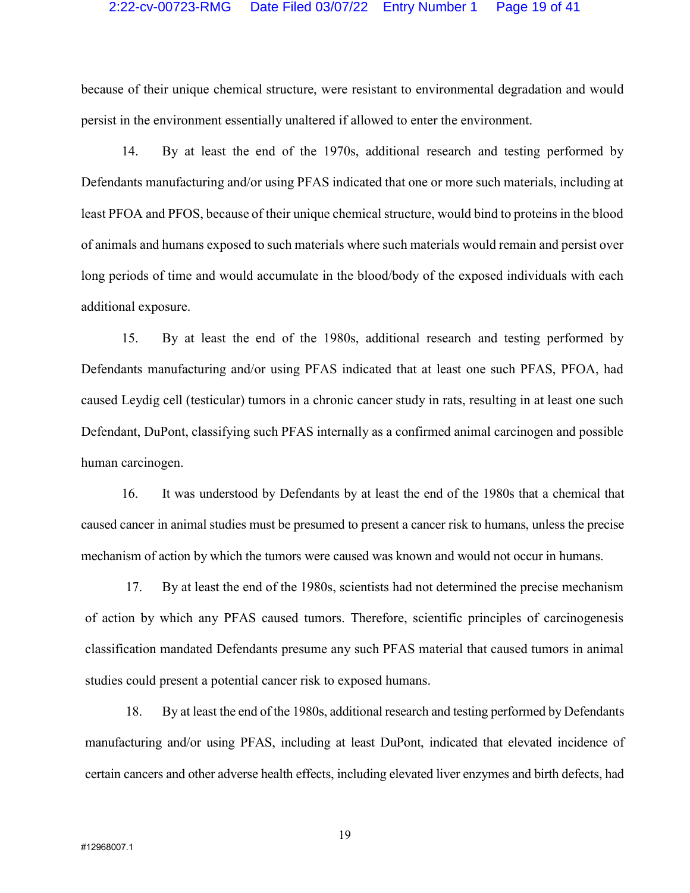because of their unique chemical structure, were resistant to environmental degradation and would persist in the environment essentially unaltered if allowed to enter the environment.

14. By at least the end of the 1970s, additional research and testing performed by Defendants manufacturing and/or using PFAS indicated that one or more such materials, including at least PFOA and PFOS, because of their unique chemical structure, would bind to proteins in the blood of animals and humans exposed to such materials where such materials would remain and persist over long periods of time and would accumulate in the blood/body of the exposed individuals with each additional exposure.

15. By at least the end of the 1980s, additional research and testing performed by Defendants manufacturing and/or using PFAS indicated that at least one such PFAS, PFOA, had caused Leydig cell (testicular) tumors in a chronic cancer study in rats, resulting in at least one such Defendant, DuPont, classifying such PFAS internally as a confirmed animal carcinogen and possible human carcinogen.

16. It was understood by Defendants by at least the end of the 1980s that a chemical that caused cancer in animal studies must be presumed to present a cancer risk to humans, unless the precise mechanism of action by which the tumors were caused was known and would not occur in humans.

17. By at least the end of the 1980s, scientists had not determined the precise mechanism of action by which any PFAS caused tumors. Therefore, scientific principles of carcinogenesis classification mandated Defendants presume any such PFAS material that caused tumors in animal studies could present a potential cancer risk to exposed humans.

18. By at least the end of the 1980s, additional research and testing performed by Defendants manufacturing and/or using PFAS, including at least DuPont, indicated that elevated incidence of certain cancers and other adverse health effects, including elevated liver enzymes and birth defects, had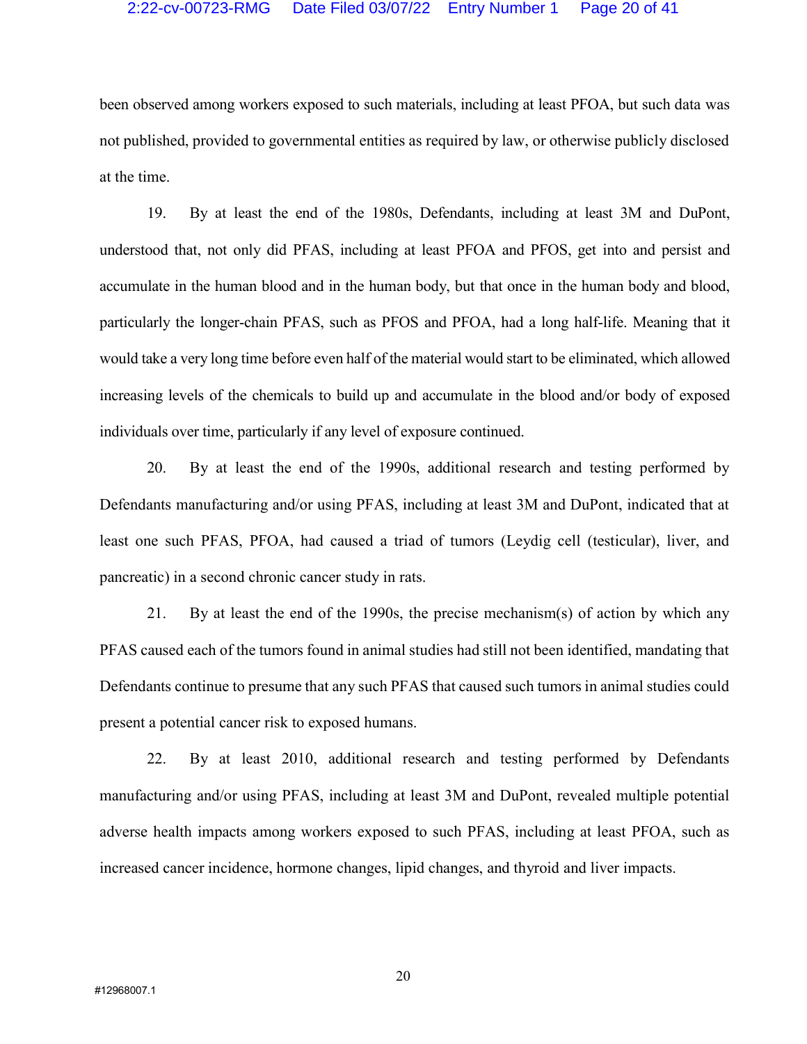been observed among workers exposed to such materials, including at least PFOA, but such data was not published, provided to governmental entities as required by law, or otherwise publicly disclosed at the time.

19. By at least the end of the 1980s, Defendants, including at least 3M and DuPont, understood that, not only did PFAS, including at least PFOA and PFOS, get into and persist and accumulate in the human blood and in the human body, but that once in the human body and blood, particularly the longer-chain PFAS, such as PFOS and PFOA, had a long half-life. Meaning that it would take a very long time before even half of the material would start to be eliminated, which allowed increasing levels of the chemicals to build up and accumulate in the blood and/or body of exposed individuals over time, particularly if any level of exposure continued.

20. By at least the end of the 1990s, additional research and testing performed by Defendants manufacturing and/or using PFAS, including at least 3M and DuPont, indicated that at least one such PFAS, PFOA, had caused a triad of tumors (Leydig cell (testicular), liver, and pancreatic) in a second chronic cancer study in rats.

21. By at least the end of the 1990s, the precise mechanism(s) of action by which any PFAS caused each of the tumors found in animal studies had still not been identified, mandating that Defendants continue to presume that any such PFAS that caused such tumors in animal studies could present a potential cancer risk to exposed humans.

22. By at least 2010, additional research and testing performed by Defendants manufacturing and/or using PFAS, including at least 3M and DuPont, revealed multiple potential adverse health impacts among workers exposed to such PFAS, including at least PFOA, such as increased cancer incidence, hormone changes, lipid changes, and thyroid and liver impacts.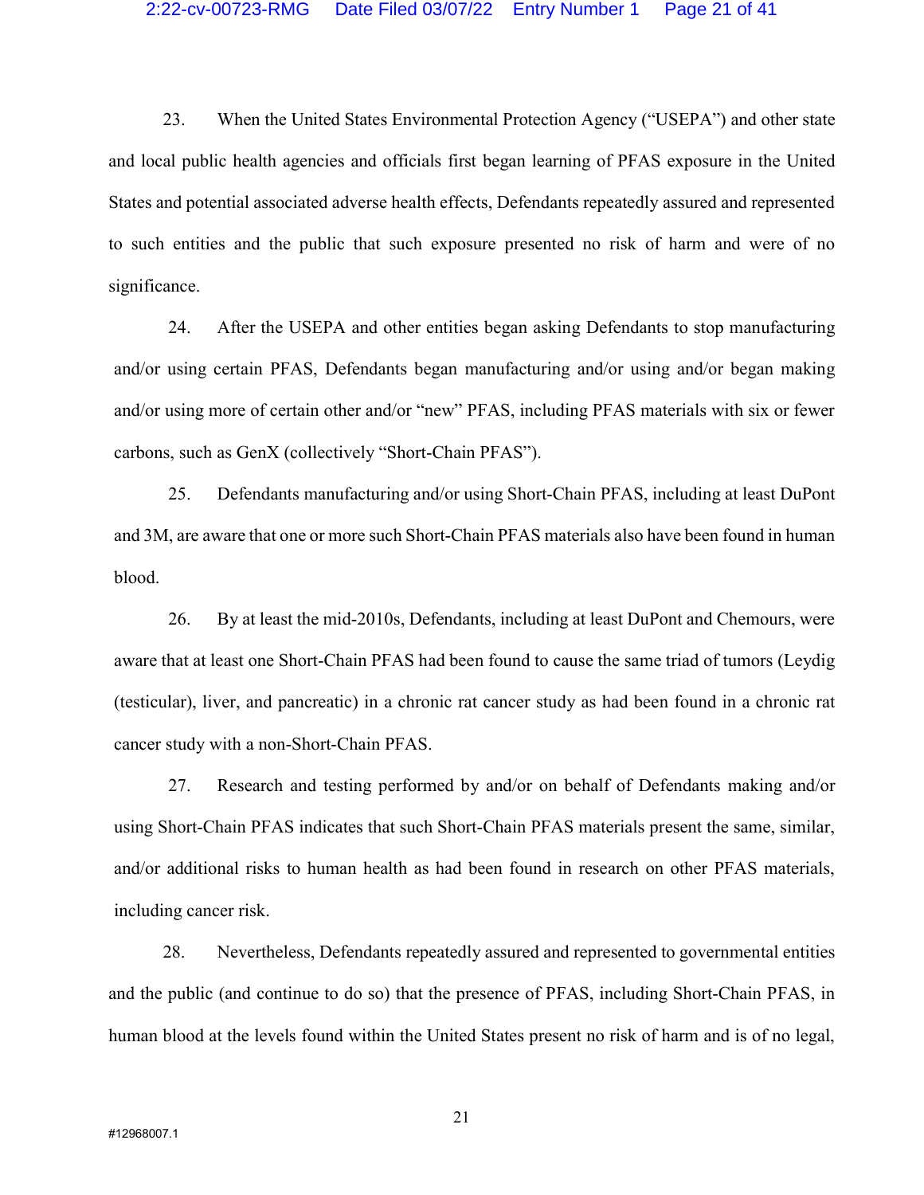23. When the United States Environmental Protection Agency ("USEPA") and other state and local public health agencies and officials first began learning of PFAS exposure in the United States and potential associated adverse health effects, Defendants repeatedly assured and represented to such entities and the public that such exposure presented no risk of harm and were of no significance.

24. After the USEPA and other entities began asking Defendants to stop manufacturing and/or using certain PFAS, Defendants began manufacturing and/or using and/or began making and/or using more of certain other and/or "new" PFAS, including PFAS materials with six or fewer carbons, such as GenX (collectively "Short-Chain PFAS").

25. Defendants manufacturing and/or using Short-Chain PFAS, including at least DuPont and 3M, are aware that one or more such Short-Chain PFAS materials also have been found in human blood.

26. By at least the mid-2010s, Defendants, including at least DuPont and Chemours, were aware that at least one Short-Chain PFAS had been found to cause the same triad of tumors (Leydig (testicular), liver, and pancreatic) in a chronic rat cancer study as had been found in a chronic rat cancer study with a non-Short-Chain PFAS.

27. Research and testing performed by and/or on behalf of Defendants making and/or using Short-Chain PFAS indicates that such Short-Chain PFAS materials present the same, similar, and/or additional risks to human health as had been found in research on other PFAS materials, including cancer risk.

28. Nevertheless, Defendants repeatedly assured and represented to governmental entities and the public (and continue to do so) that the presence of PFAS, including Short-Chain PFAS, in human blood at the levels found within the United States present no risk of harm and is of no legal,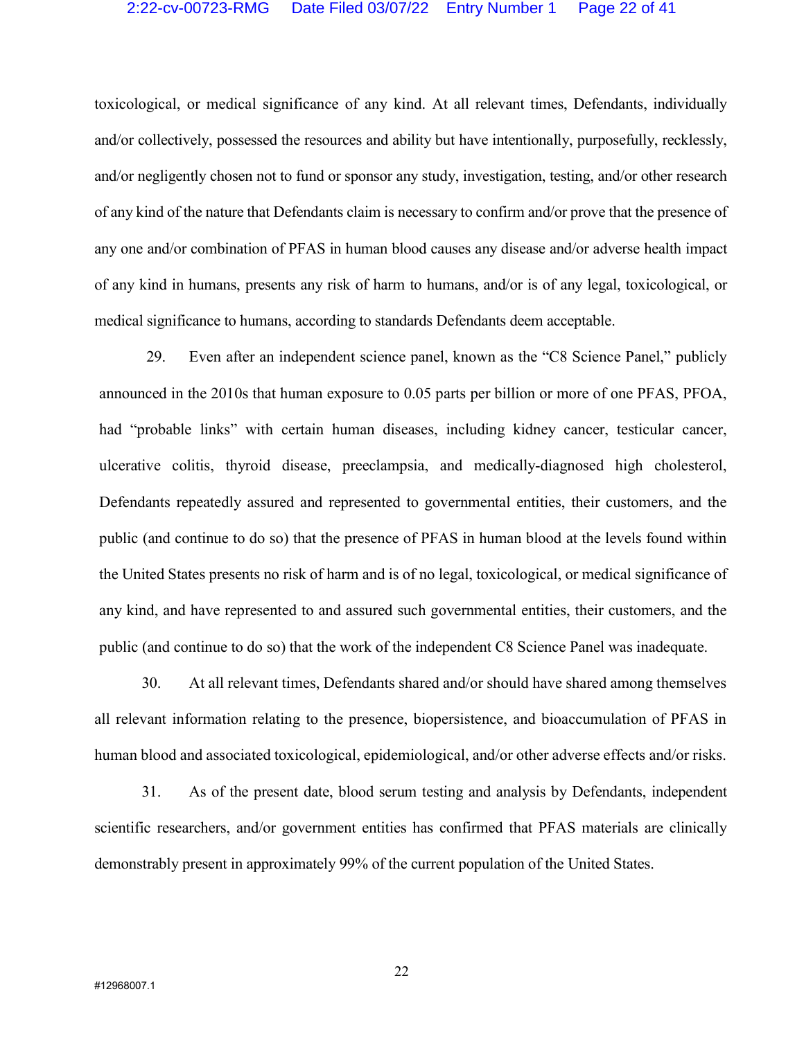toxicological, or medical significance of any kind. At all relevant times, Defendants, individually and/or collectively, possessed the resources and ability but have intentionally, purposefully, recklessly, and/or negligently chosen not to fund or sponsor any study, investigation, testing, and/or other research of any kind of the nature that Defendants claim is necessary to confirm and/or prove that the presence of any one and/or combination of PFAS in human blood causes any disease and/or adverse health impact of any kind in humans, presents any risk of harm to humans, and/or is of any legal, toxicological, or medical significance to humans, according to standards Defendants deem acceptable.

29. Even after an independent science panel, known as the "C8 Science Panel," publicly announced in the 2010s that human exposure to 0.05 parts per billion or more of one PFAS, PFOA, had "probable links" with certain human diseases, including kidney cancer, testicular cancer, ulcerative colitis, thyroid disease, preeclampsia, and medically-diagnosed high cholesterol, Defendants repeatedly assured and represented to governmental entities, their customers, and the public (and continue to do so) that the presence of PFAS in human blood at the levels found within the United States presents no risk of harm and is of no legal, toxicological, or medical significance of any kind, and have represented to and assured such governmental entities, their customers, and the public (and continue to do so) that the work of the independent C8 Science Panel was inadequate.

30. At all relevant times, Defendants shared and/or should have shared among themselves all relevant information relating to the presence, biopersistence, and bioaccumulation of PFAS in human blood and associated toxicological, epidemiological, and/or other adverse effects and/or risks.

31. As of the present date, blood serum testing and analysis by Defendants, independent scientific researchers, and/or government entities has confirmed that PFAS materials are clinically demonstrably present in approximately 99% of the current population of the United States.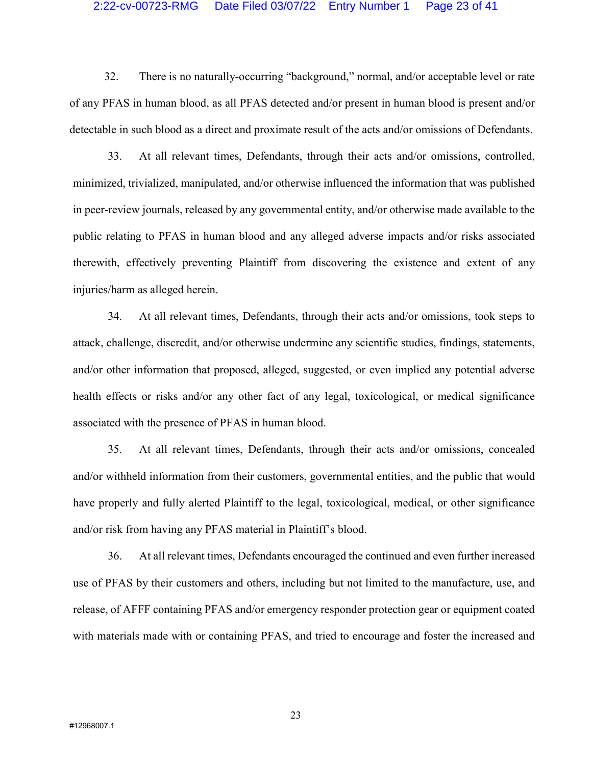32. There is no naturally-occurring "background," normal, and/or acceptable level or rate of any PFAS in human blood, as all PFAS detected and/or present in human blood is present and/or detectable in such blood as a direct and proximate result of the acts and/or omissions of Defendants.

33. At all relevant times, Defendants, through their acts and/or omissions, controlled, minimized, trivialized, manipulated, and/or otherwise influenced the information that was published in peer-review journals, released by any governmental entity, and/or otherwise made available to the public relating to PFAS in human blood and any alleged adverse impacts and/or risks associated therewith, effectively preventing Plaintiff from discovering the existence and extent of any injuries/harm as alleged herein.

34. At all relevant times, Defendants, through their acts and/or omissions, took steps to attack, challenge, discredit, and/or otherwise undermine any scientific studies, findings, statements, and/or other information that proposed, alleged, suggested, or even implied any potential adverse health effects or risks and/or any other fact of any legal, toxicological, or medical significance associated with the presence of PFAS in human blood.

35. At all relevant times, Defendants, through their acts and/or omissions, concealed and/or withheld information from their customers, governmental entities, and the public that would have properly and fully alerted Plaintiff to the legal, toxicological, medical, or other significance and/or risk from having any PFAS material in Plaintiff's blood.

36. At all relevant times, Defendants encouraged the continued and even further increased use of PFAS by their customers and others, including but not limited to the manufacture, use, and release, of AFFF containing PFAS and/or emergency responder protection gear or equipment coated with materials made with or containing PFAS, and tried to encourage and foster the increased and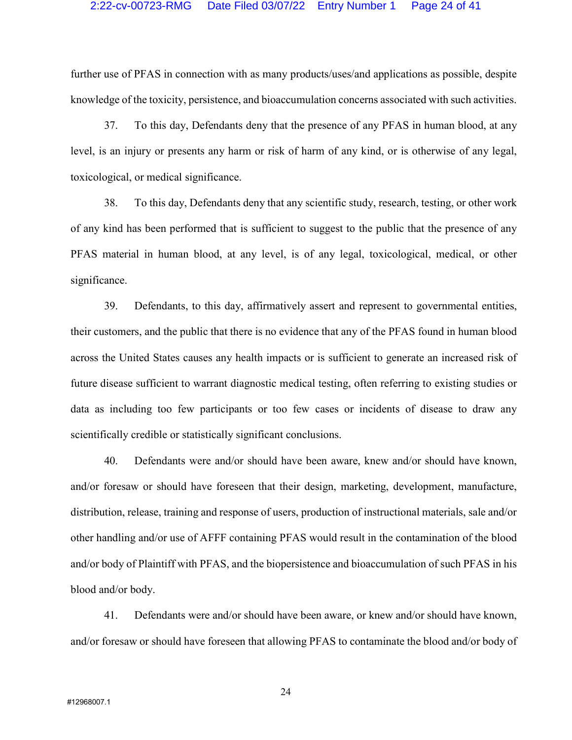further use of PFAS in connection with as many products/uses/and applications as possible, despite knowledge of the toxicity, persistence, and bioaccumulation concerns associated with such activities.

37. To this day, Defendants deny that the presence of any PFAS in human blood, at any level, is an injury or presents any harm or risk of harm of any kind, or is otherwise of any legal, toxicological, or medical significance.

38. To this day, Defendants deny that any scientific study, research, testing, or other work of any kind has been performed that is sufficient to suggest to the public that the presence of any PFAS material in human blood, at any level, is of any legal, toxicological, medical, or other significance.

39. Defendants, to this day, affirmatively assert and represent to governmental entities, their customers, and the public that there is no evidence that any of the PFAS found in human blood across the United States causes any health impacts or is sufficient to generate an increased risk of future disease sufficient to warrant diagnostic medical testing, often referring to existing studies or data as including too few participants or too few cases or incidents of disease to draw any scientifically credible or statistically significant conclusions.

40. Defendants were and/or should have been aware, knew and/or should have known, and/or foresaw or should have foreseen that their design, marketing, development, manufacture, distribution, release, training and response of users, production of instructional materials, sale and/or other handling and/or use of AFFF containing PFAS would result in the contamination of the blood and/or body of Plaintiff with PFAS, and the biopersistence and bioaccumulation of such PFAS in his blood and/or body.

41. Defendants were and/or should have been aware, or knew and/or should have known, and/or foresaw or should have foreseen that allowing PFAS to contaminate the blood and/or body of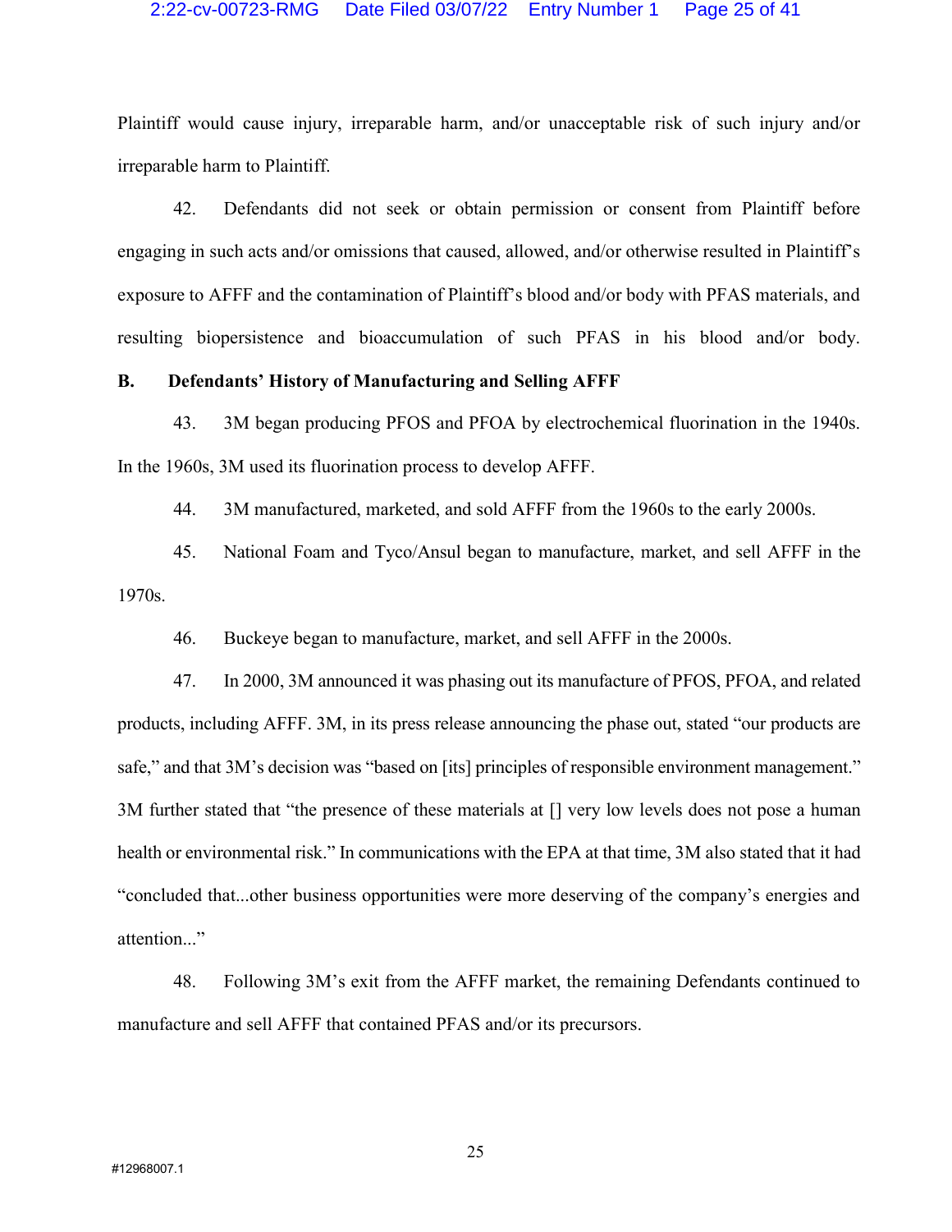Plaintiff would cause injury, irreparable harm, and/or unacceptable risk of such injury and/or irreparable harm to Plaintiff.

42. Defendants did not seek or obtain permission or consent from Plaintiff before engaging in such acts and/or omissions that caused, allowed, and/or otherwise resulted in Plaintiff's exposure to AFFF and the contamination of Plaintiff's blood and/or body with PFAS materials, and resulting biopersistence and bioaccumulation of such PFAS in his blood and/or body.

**B. Defendants' History of Manufacturing and Selling AFFF**

43. 3M began producing PFOS and PFOA by electrochemical fluorination in the 1940s. In the 1960s, 3M used its fluorination process to develop AFFF.

44. 3M manufactured, marketed, and sold AFFF from the 1960s to the early 2000s.

45. National Foam and Tyco/Ansul began to manufacture, market, and sell AFFF in the 1970s.

46. Buckeye began to manufacture, market, and sell AFFF in the 2000s.

47. In 2000, 3M announced it was phasing out its manufacture of PFOS, PFOA, and related products, including AFFF. 3M, in its press release announcing the phase out, stated "our products are safe," and that 3M's decision was "based on [its] principles of responsible environment management." 3M further stated that "the presence of these materials at [] very low levels does not pose a human health or environmental risk." In communications with the EPA at that time, 3M also stated that it had "concluded that...other business opportunities were more deserving of the company's energies and attention..."

48. Following 3M's exit from the AFFF market, the remaining Defendants continued to manufacture and sell AFFF that contained PFAS and/or its precursors.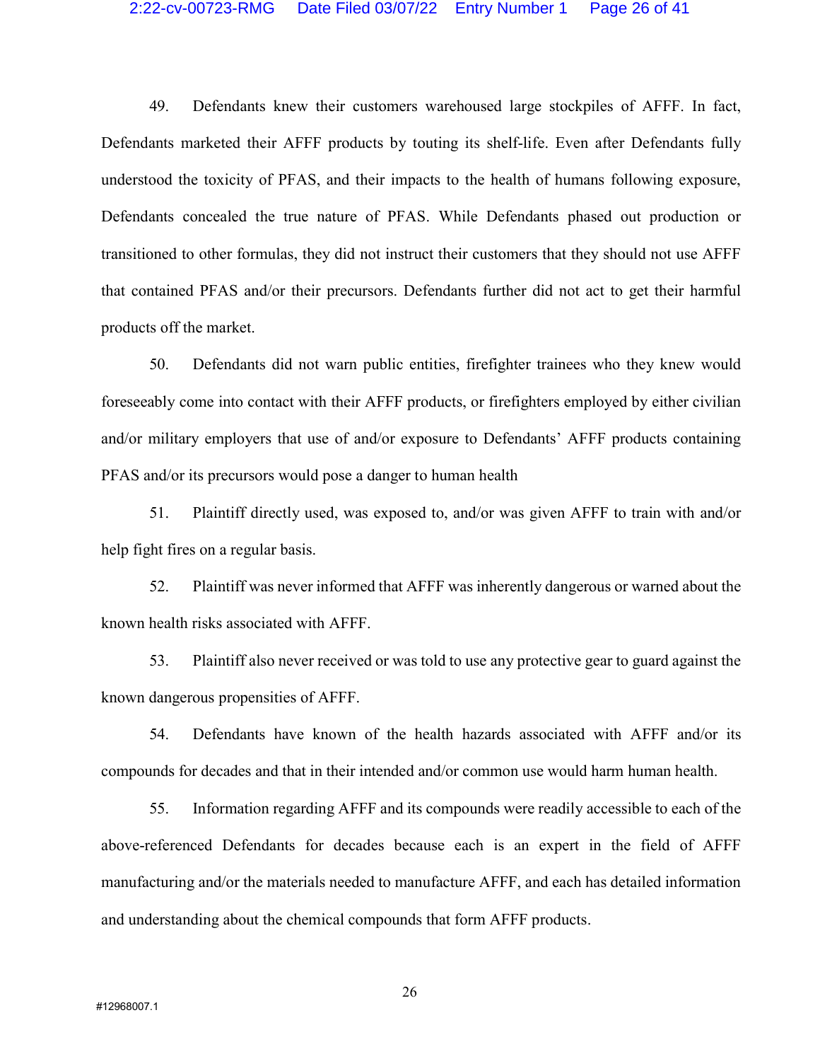49. Defendants knew their customers warehoused large stockpiles of AFFF. In fact, Defendants marketed their AFFF products by touting its shelf-life. Even after Defendants fully understood the toxicity of PFAS, and their impacts to the health of humans following exposure, Defendants concealed the true nature of PFAS. While Defendants phased out production or transitioned to other formulas, they did not instruct their customers that they should not use AFFF that contained PFAS and/or their precursors. Defendants further did not act to get their harmful products off the market.

50. Defendants did not warn public entities, firefighter trainees who they knew would foreseeably come into contact with their AFFF products, or firefighters employed by either civilian and/or military employers that use of and/or exposure to Defendants' AFFF products containing PFAS and/or its precursors would pose a danger to human health

51. Plaintiff directly used, was exposed to, and/or was given AFFF to train with and/or help fight fires on a regular basis.

52. Plaintiff was never informed that AFFF was inherently dangerous or warned about the known health risks associated with AFFF.

53. Plaintiff also never received or was told to use any protective gear to guard against the known dangerous propensities of AFFF.

54. Defendants have known of the health hazards associated with AFFF and/or its compounds for decades and that in their intended and/or common use would harm human health.

55. Information regarding AFFF and its compounds were readily accessible to each of the above-referenced Defendants for decades because each is an expert in the field of AFFF manufacturing and/or the materials needed to manufacture AFFF, and each has detailed information and understanding about the chemical compounds that form AFFF products.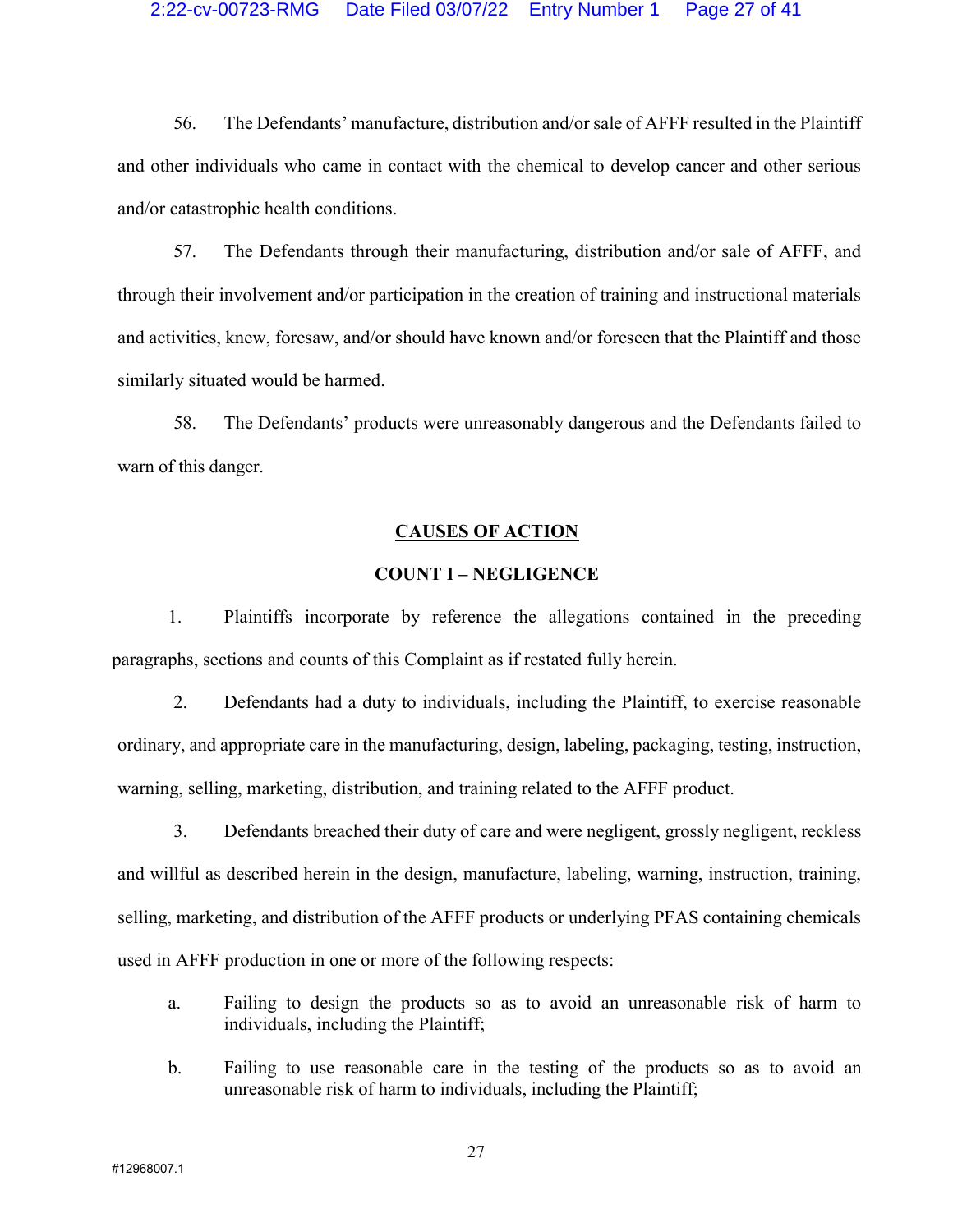56. The Defendants' manufacture, distribution and/or sale of AFFF resulted in the Plaintiff and other individuals who came in contact with the chemical to develop cancer and other serious and/or catastrophic health conditions.

57. The Defendants through their manufacturing, distribution and/or sale of AFFF, and through their involvement and/or participation in the creation of training and instructional materials and activities, knew, foresaw, and/or should have known and/or foreseen that the Plaintiff and those similarly situated would be harmed.

58. The Defendants' products were unreasonably dangerous and the Defendants failed to warn of this danger.

## CAUSES OF ACTION

### COUNT I – NEGLIGENCE

1. Plaintiffs incorporate by reference the allegations contained in the preceding paragraphs, sections and counts of this Complaint as if restated fully herein.

2. Defendants had a duty to individuals, including the Plaintiff, to exercise reasonable ordinary, and appropriate care in the manufacturing, design, labeling, packaging, testing, instruction, warning, selling, marketing, distribution, and training related to the AFFF product.

3. Defendants breached their duty of care and were negligent, grossly negligent, reckless and willful as described herein in the design, manufacture, labeling, warning, instruction, training, selling, marketing, and distribution of the AFFF products or underlying PFAS containing chemicals used in AFFF production in one or more of the following respects:

   a. Failing to design the products so as to avoid an unreasonable risk of harm to individuals, including the Plaintiff;

   b. Failing to use reasonable care in the testing of the products so as to avoid an unreasonable risk of harm to individuals, including the Plaintiff;

#12968007.1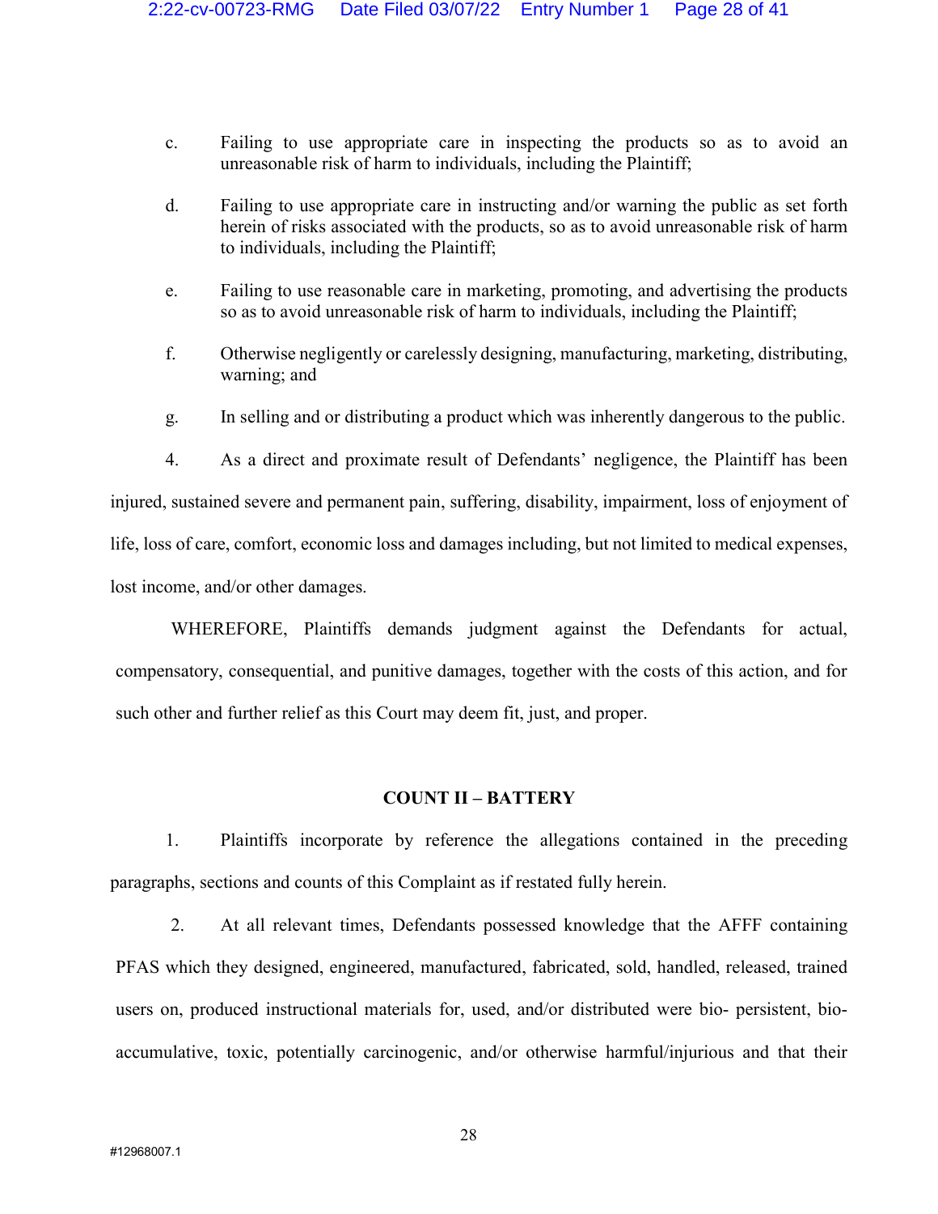c. Failing to use appropriate care in inspecting the products so as to avoid an unreasonable risk of harm to individuals, including the Plaintiff;

d. Failing to use appropriate care in instructing and/or warning the public as set forth herein of risks associated with the products, so as to avoid unreasonable risk of harm to individuals, including the Plaintiff;

e. Failing to use reasonable care in marketing, promoting, and advertising the products so as to avoid unreasonable risk of harm to individuals, including the Plaintiff;

f. Otherwise negligently or carelessly designing, manufacturing, marketing, distributing, warning; and

g. In selling and or distributing a product which was inherently dangerous to the public.

4. As a direct and proximate result of Defendants' negligence, the Plaintiff has been injured, sustained severe and permanent pain, suffering, disability, impairment, loss of enjoyment of life, loss of care, comfort, economic loss and damages including, but not limited to medical expenses, lost income, and/or other damages.

WHEREFORE, Plaintiffs demands judgment against the Defendants for actual, compensatory, consequential, and punitive damages, together with the costs of this action, and for such other and further relief as this Court may deem fit, just, and proper.

## COUNT II – BATTERY

1. Plaintiffs incorporate by reference the allegations contained in the preceding paragraphs, sections and counts of this Complaint as if restated fully herein.

2. At all relevant times, Defendants possessed knowledge that the AFFF containing PFAS which they designed, engineered, manufactured, fabricated, sold, handled, released, trained users on, produced instructional materials for, used, and/or distributed were bio- persistent, bio-accumulative, toxic, potentially carcinogenic, and/or otherwise harmful/injurious and that their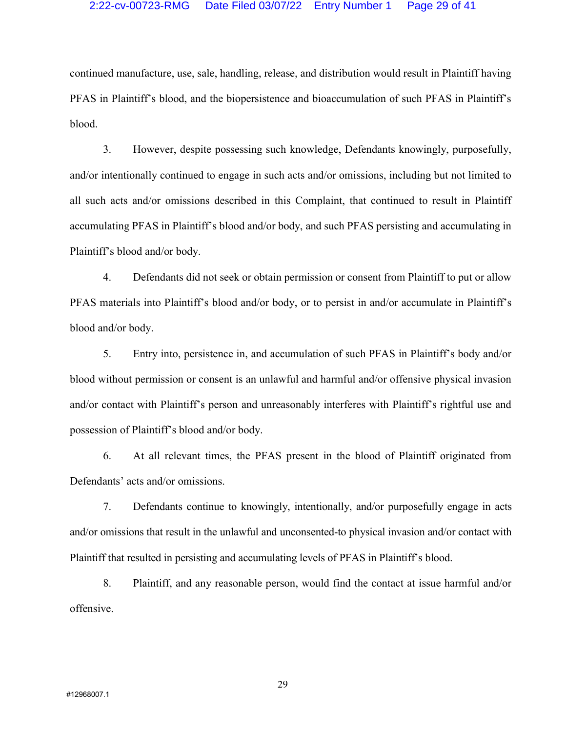continued manufacture, use, sale, handling, release, and distribution would result in Plaintiff having PFAS in Plaintiff's blood, and the biopersistence and bioaccumulation of such PFAS in Plaintiff's blood.

3. However, despite possessing such knowledge, Defendants knowingly, purposefully, and/or intentionally continued to engage in such acts and/or omissions, including but not limited to all such acts and/or omissions described in this Complaint, that continued to result in Plaintiff accumulating PFAS in Plaintiff's blood and/or body, and such PFAS persisting and accumulating in Plaintiff's blood and/or body.

4. Defendants did not seek or obtain permission or consent from Plaintiff to put or allow PFAS materials into Plaintiff's blood and/or body, or to persist in and/or accumulate in Plaintiff's blood and/or body.

5. Entry into, persistence in, and accumulation of such PFAS in Plaintiff's body and/or blood without permission or consent is an unlawful and harmful and/or offensive physical invasion and/or contact with Plaintiff's person and unreasonably interferes with Plaintiff's rightful use and possession of Plaintiff's blood and/or body.

6. At all relevant times, the PFAS present in the blood of Plaintiff originated from Defendants' acts and/or omissions.

7. Defendants continue to knowingly, intentionally, and/or purposefully engage in acts and/or omissions that result in the unlawful and unconsented-to physical invasion and/or contact with Plaintiff that resulted in persisting and accumulating levels of PFAS in Plaintiff's blood.

8. Plaintiff, and any reasonable person, would find the contact at issue harmful and/or offensive.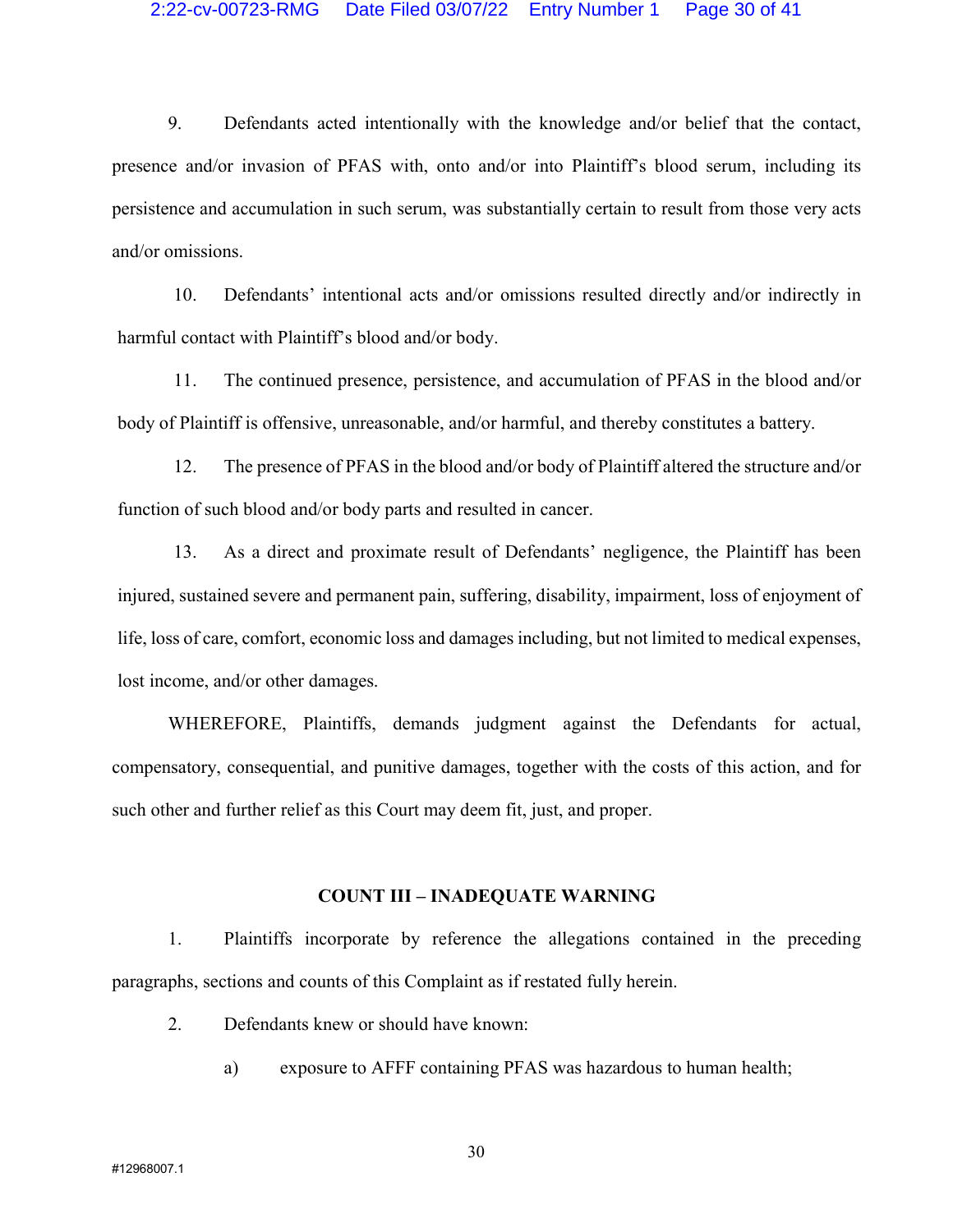9. Defendants acted intentionally with the knowledge and/or belief that the contact, presence and/or invasion of PFAS with, onto and/or into Plaintiff's blood serum, including its persistence and accumulation in such serum, was substantially certain to result from those very acts and/or omissions.

10. Defendants' intentional acts and/or omissions resulted directly and/or indirectly in harmful contact with Plaintiff's blood and/or body.

11. The continued presence, persistence, and accumulation of PFAS in the blood and/or body of Plaintiff is offensive, unreasonable, and/or harmful, and thereby constitutes a battery.

12. The presence of PFAS in the blood and/or body of Plaintiff altered the structure and/or function of such blood and/or body parts and resulted in cancer.

13. As a direct and proximate result of Defendants' negligence, the Plaintiff has been injured, sustained severe and permanent pain, suffering, disability, impairment, loss of enjoyment of life, loss of care, comfort, economic loss and damages including, but not limited to medical expenses, lost income, and/or other damages.

WHEREFORE, Plaintiffs, demands judgment against the Defendants for actual, compensatory, consequential, and punitive damages, together with the costs of this action, and for such other and further relief as this Court may deem fit, just, and proper.

**COUNT III – INADEQUATE WARNING**

1. Plaintiffs incorporate by reference the allegations contained in the preceding paragraphs, sections and counts of this Complaint as if restated fully herein.

2. Defendants knew or should have known:

   a) exposure to AFFF containing PFAS was hazardous to human health;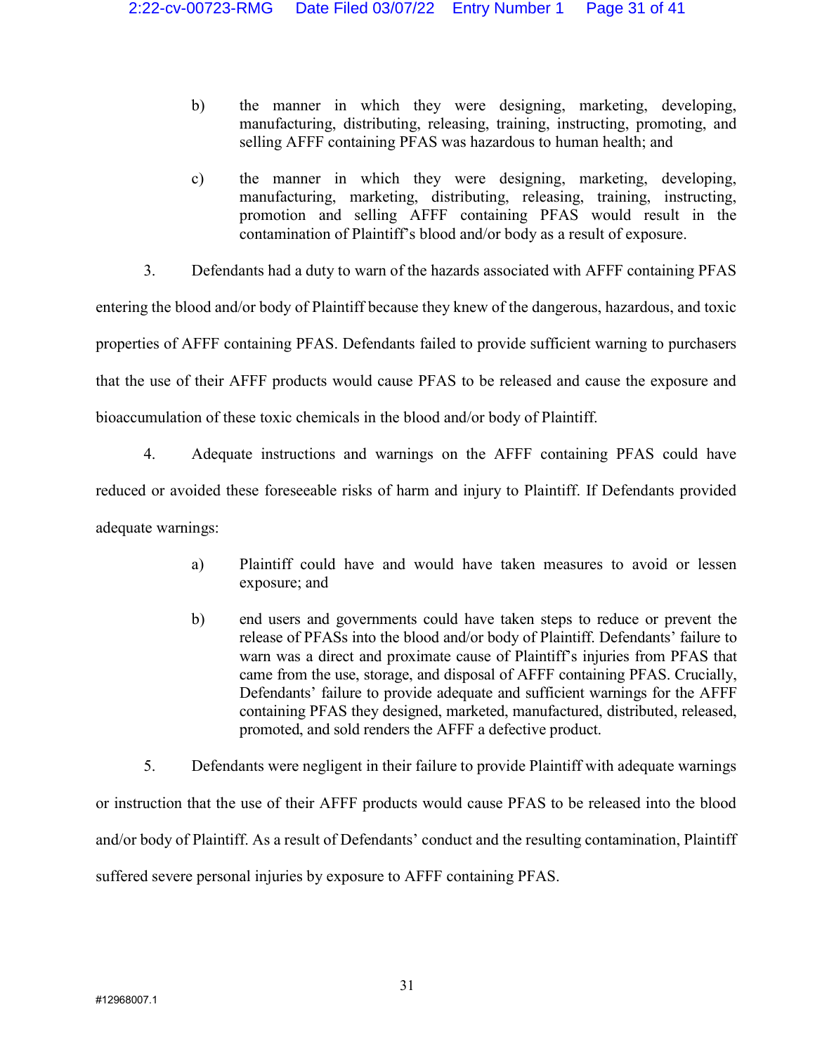b) the manner in which they were designing, marketing, developing, manufacturing, distributing, releasing, training, instructing, promoting, and selling AFFF containing PFAS was hazardous to human health; and

c) the manner in which they were designing, marketing, developing, manufacturing, marketing, distributing, releasing, training, instructing, promotion and selling AFFF containing PFAS would result in the contamination of Plaintiff's blood and/or body as a result of exposure.

3. Defendants had a duty to warn of the hazards associated with AFFF containing PFAS entering the blood and/or body of Plaintiff because they knew of the dangerous, hazardous, and toxic properties of AFFF containing PFAS. Defendants failed to provide sufficient warning to purchasers that the use of their AFFF products would cause PFAS to be released and cause the exposure and bioaccumulation of these toxic chemicals in the blood and/or body of Plaintiff.

4. Adequate instructions and warnings on the AFFF containing PFAS could have reduced or avoided these foreseeable risks of harm and injury to Plaintiff. If Defendants provided adequate warnings:

a) Plaintiff could have and would have taken measures to avoid or lessen exposure; and

b) end users and governments could have taken steps to reduce or prevent the release of PFASs into the blood and/or body of Plaintiff. Defendants' failure to warn was a direct and proximate cause of Plaintiff's injuries from PFAS that came from the use, storage, and disposal of AFFF containing PFAS. Crucially, Defendants' failure to provide adequate and sufficient warnings for the AFFF containing PFAS they designed, marketed, manufactured, distributed, released, promoted, and sold renders the AFFF a defective product.

5. Defendants were negligent in their failure to provide Plaintiff with adequate warnings or instruction that the use of their AFFF products would cause PFAS to be released into the blood and/or body of Plaintiff. As a result of Defendants' conduct and the resulting contamination, Plaintiff suffered severe personal injuries by exposure to AFFF containing PFAS.

#12968007.1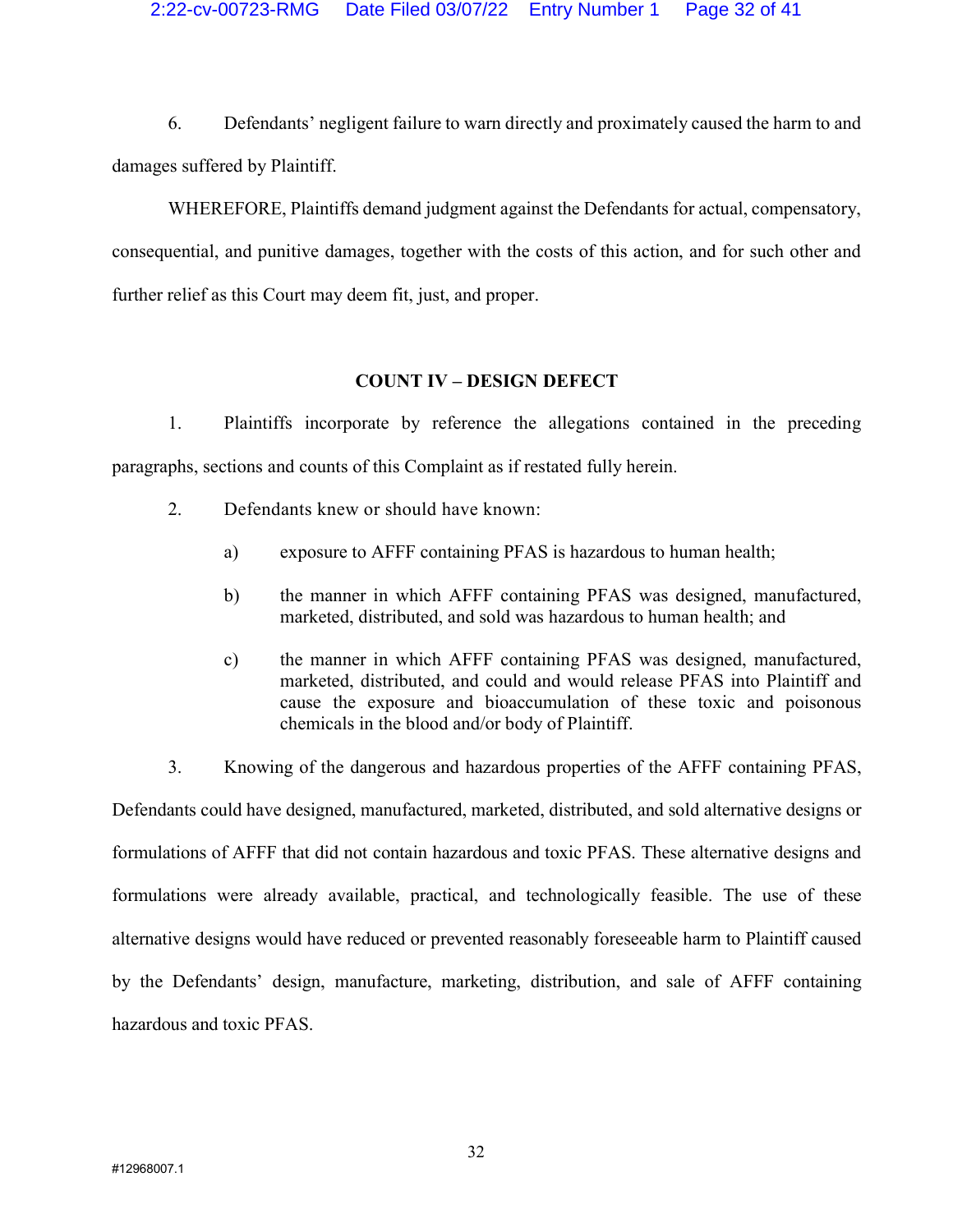6. Defendants' negligent failure to warn directly and proximately caused the harm to and damages suffered by Plaintiff.

WHEREFORE, Plaintiffs demand judgment against the Defendants for actual, compensatory, consequential, and punitive damages, together with the costs of this action, and for such other and further relief as this Court may deem fit, just, and proper.

**COUNT IV – DESIGN DEFECT**

1. Plaintiffs incorporate by reference the allegations contained in the preceding paragraphs, sections and counts of this Complaint as if restated fully herein.

2. Defendants knew or should have known:

   a) exposure to AFFF containing PFAS is hazardous to human health;

   b) the manner in which AFFF containing PFAS was designed, manufactured, marketed, distributed, and sold was hazardous to human health; and

   c) the manner in which AFFF containing PFAS was designed, manufactured, marketed, distributed, and could and would release PFAS into Plaintiff and cause the exposure and bioaccumulation of these toxic and poisonous chemicals in the blood and/or body of Plaintiff.

3. Knowing of the dangerous and hazardous properties of the AFFF containing PFAS, Defendants could have designed, manufactured, marketed, distributed, and sold alternative designs or formulations of AFFF that did not contain hazardous and toxic PFAS. These alternative designs and formulations were already available, practical, and technologically feasible. The use of these alternative designs would have reduced or prevented reasonably foreseeable harm to Plaintiff caused by the Defendants' design, manufacture, marketing, distribution, and sale of AFFF containing hazardous and toxic PFAS.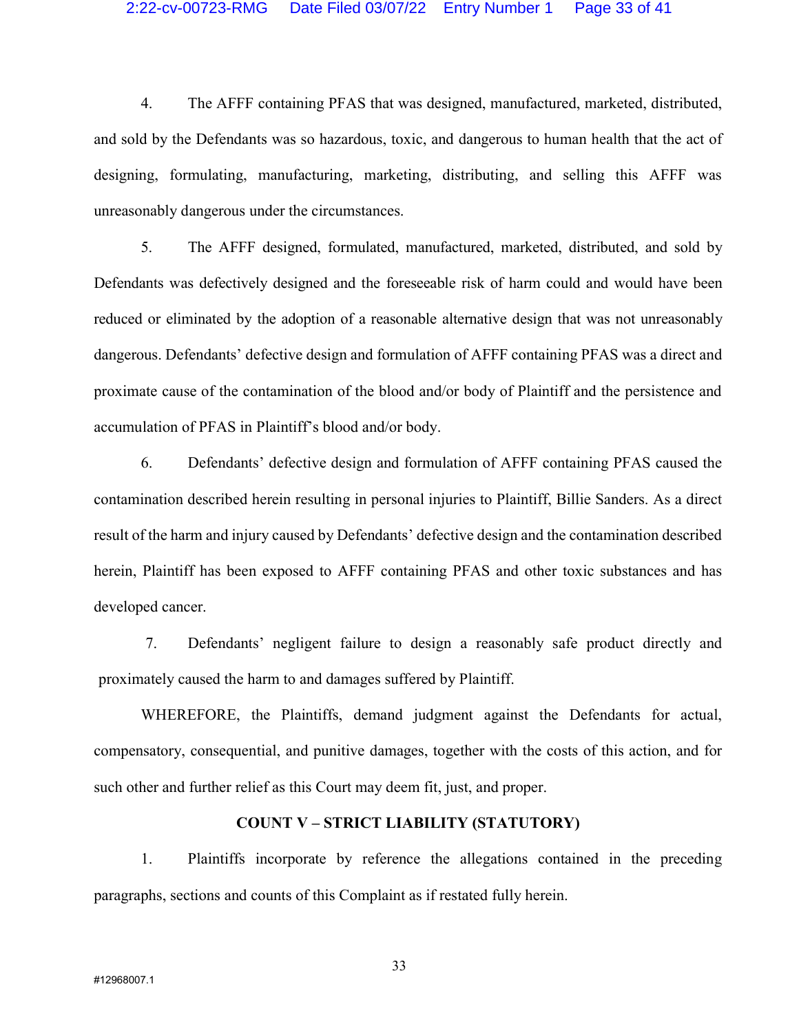4. The AFFF containing PFAS that was designed, manufactured, marketed, distributed, and sold by the Defendants was so hazardous, toxic, and dangerous to human health that the act of designing, formulating, manufacturing, marketing, distributing, and selling this AFFF was unreasonably dangerous under the circumstances.

5. The AFFF designed, formulated, manufactured, marketed, distributed, and sold by Defendants was defectively designed and the foreseeable risk of harm could and would have been reduced or eliminated by the adoption of a reasonable alternative design that was not unreasonably dangerous. Defendants' defective design and formulation of AFFF containing PFAS was a direct and proximate cause of the contamination of the blood and/or body of Plaintiff and the persistence and accumulation of PFAS in Plaintiff's blood and/or body.

6. Defendants' defective design and formulation of AFFF containing PFAS caused the contamination described herein resulting in personal injuries to Plaintiff, Billie Sanders. As a direct result of the harm and injury caused by Defendants' defective design and the contamination described herein, Plaintiff has been exposed to AFFF containing PFAS and other toxic substances and has developed cancer.

7. Defendants' negligent failure to design a reasonably safe product directly and proximately caused the harm to and damages suffered by Plaintiff.

WHEREFORE, the Plaintiffs, demand judgment against the Defendants for actual, compensatory, consequential, and punitive damages, together with the costs of this action, and for such other and further relief as this Court may deem fit, just, and proper.

**COUNT V – STRICT LIABILITY (STATUTORY)**

1. Plaintiffs incorporate by reference the allegations contained in the preceding paragraphs, sections and counts of this Complaint as if restated fully herein.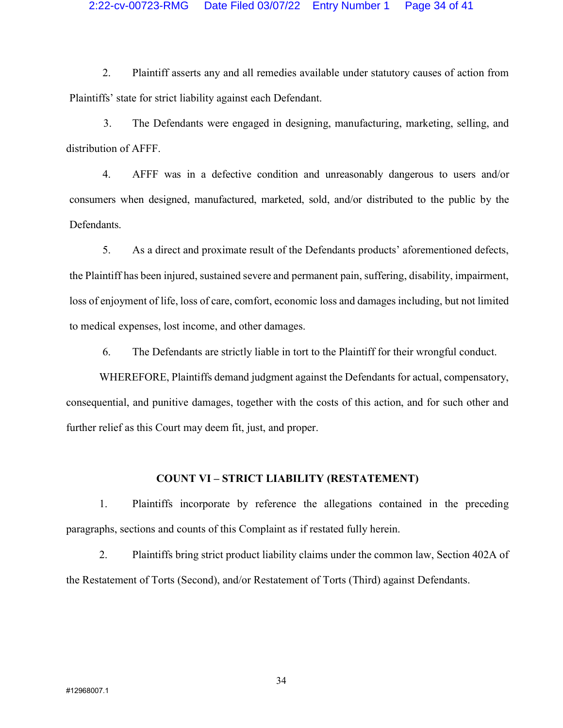2. Plaintiff asserts any and all remedies available under statutory causes of action from Plaintiffs' state for strict liability against each Defendant.

3. The Defendants were engaged in designing, manufacturing, marketing, selling, and distribution of AFFF.

4. AFFF was in a defective condition and unreasonably dangerous to users and/or consumers when designed, manufactured, marketed, sold, and/or distributed to the public by the Defendants.

5. As a direct and proximate result of the Defendants products' aforementioned defects, the Plaintiff has been injured, sustained severe and permanent pain, suffering, disability, impairment, loss of enjoyment of life, loss of care, comfort, economic loss and damages including, but not limited to medical expenses, lost income, and other damages.

6. The Defendants are strictly liable in tort to the Plaintiff for their wrongful conduct.

WHEREFORE, Plaintiffs demand judgment against the Defendants for actual, compensatory, consequential, and punitive damages, together with the costs of this action, and for such other and further relief as this Court may deem fit, just, and proper.

## COUNT VI – STRICT LIABILITY (RESTATEMENT)

1. Plaintiffs incorporate by reference the allegations contained in the preceding paragraphs, sections and counts of this Complaint as if restated fully herein.

2. Plaintiffs bring strict product liability claims under the common law, Section 402A of the Restatement of Torts (Second), and/or Restatement of Torts (Third) against Defendants.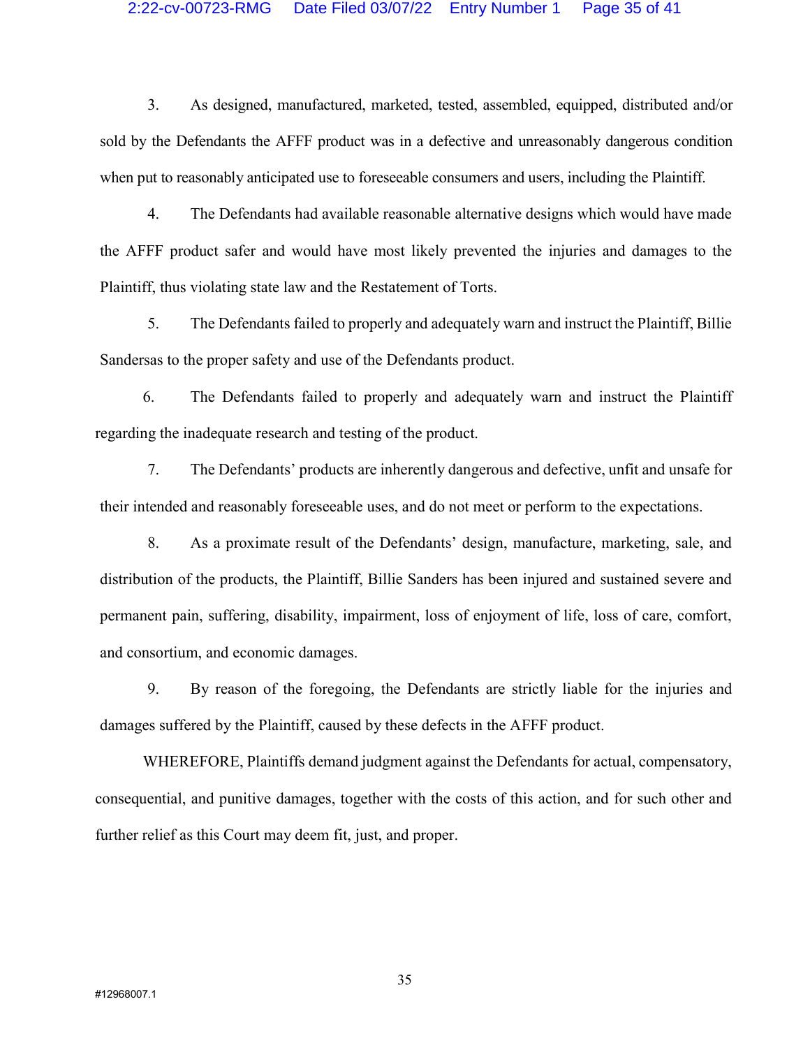3. As designed, manufactured, marketed, tested, assembled, equipped, distributed and/or sold by the Defendants the AFFF product was in a defective and unreasonably dangerous condition when put to reasonably anticipated use to foreseeable consumers and users, including the Plaintiff.

4. The Defendants had available reasonable alternative designs which would have made the AFFF product safer and would have most likely prevented the injuries and damages to the Plaintiff, thus violating state law and the Restatement of Torts.

5. The Defendants failed to properly and adequately warn and instruct the Plaintiff, Billie Sandersas to the proper safety and use of the Defendants product.

6. The Defendants failed to properly and adequately warn and instruct the Plaintiff regarding the inadequate research and testing of the product.

7. The Defendants' products are inherently dangerous and defective, unfit and unsafe for their intended and reasonably foreseeable uses, and do not meet or perform to the expectations.

8. As a proximate result of the Defendants' design, manufacture, marketing, sale, and distribution of the products, the Plaintiff, Billie Sanders has been injured and sustained severe and permanent pain, suffering, disability, impairment, loss of enjoyment of life, loss of care, comfort, and consortium, and economic damages.

9. By reason of the foregoing, the Defendants are strictly liable for the injuries and damages suffered by the Plaintiff, caused by these defects in the AFFF product.

WHEREFORE, Plaintiffs demand judgment against the Defendants for actual, compensatory, consequential, and punitive damages, together with the costs of this action, and for such other and further relief as this Court may deem fit, just, and proper.

#12968007.1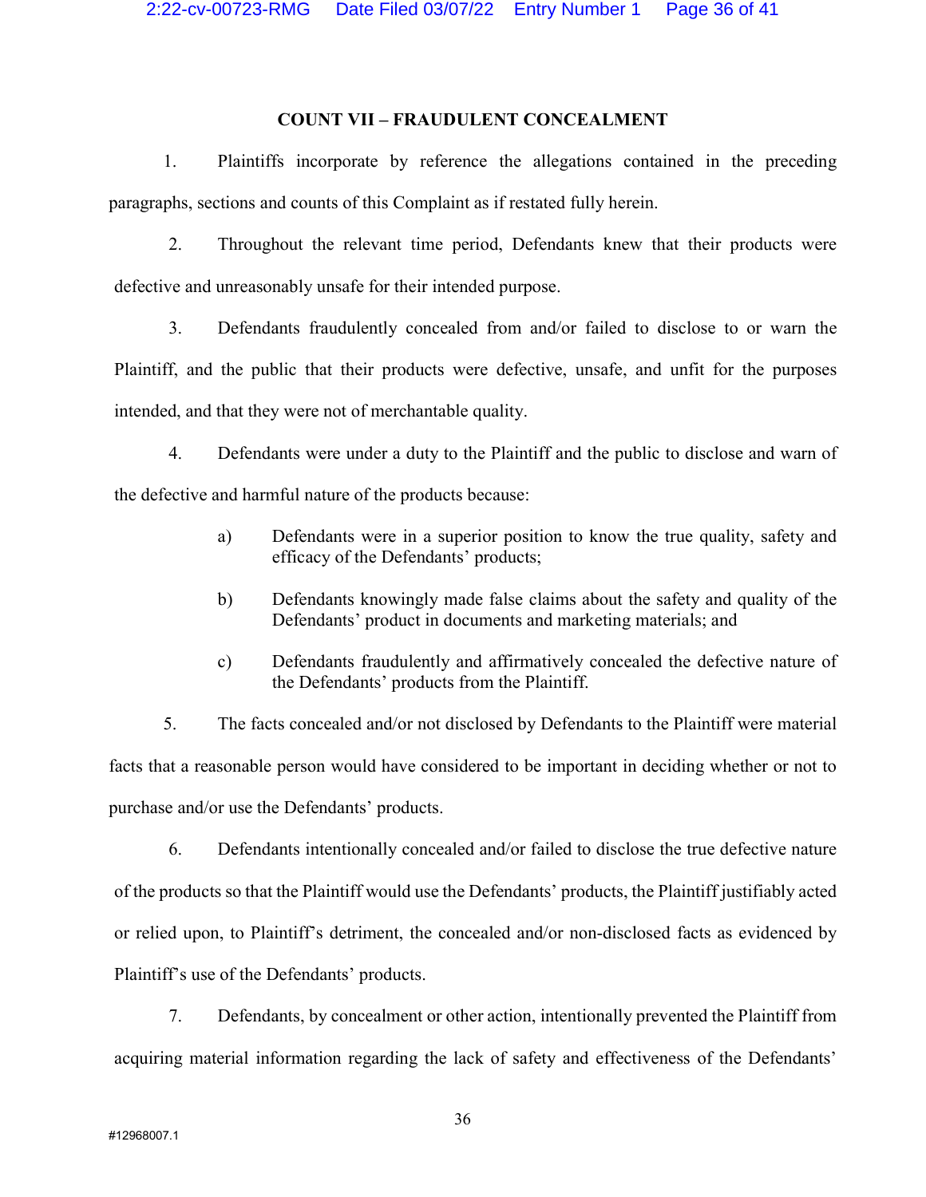## COUNT VII – FRAUDULENT CONCEALMENT

1. Plaintiffs incorporate by reference the allegations contained in the preceding paragraphs, sections and counts of this Complaint as if restated fully herein.

2. Throughout the relevant time period, Defendants knew that their products were defective and unreasonably unsafe for their intended purpose.

3. Defendants fraudulently concealed from and/or failed to disclose to or warn the Plaintiff, and the public that their products were defective, unsafe, and unfit for the purposes intended, and that they were not of merchantable quality.

4. Defendants were under a duty to the Plaintiff and the public to disclose and warn of the defective and harmful nature of the products because:

   a) Defendants were in a superior position to know the true quality, safety and efficacy of the Defendants' products;

   b) Defendants knowingly made false claims about the safety and quality of the Defendants' product in documents and marketing materials; and

   c) Defendants fraudulently and affirmatively concealed the defective nature of the Defendants' products from the Plaintiff.

5. The facts concealed and/or not disclosed by Defendants to the Plaintiff were material facts that a reasonable person would have considered to be important in deciding whether or not to purchase and/or use the Defendants' products.

6. Defendants intentionally concealed and/or failed to disclose the true defective nature of the products so that the Plaintiff would use the Defendants' products, the Plaintiff justifiably acted or relied upon, to Plaintiff's detriment, the concealed and/or non-disclosed facts as evidenced by Plaintiff's use of the Defendants' products.

7. Defendants, by concealment or other action, intentionally prevented the Plaintiff from acquiring material information regarding the lack of safety and effectiveness of the Defendants'

#12968007.1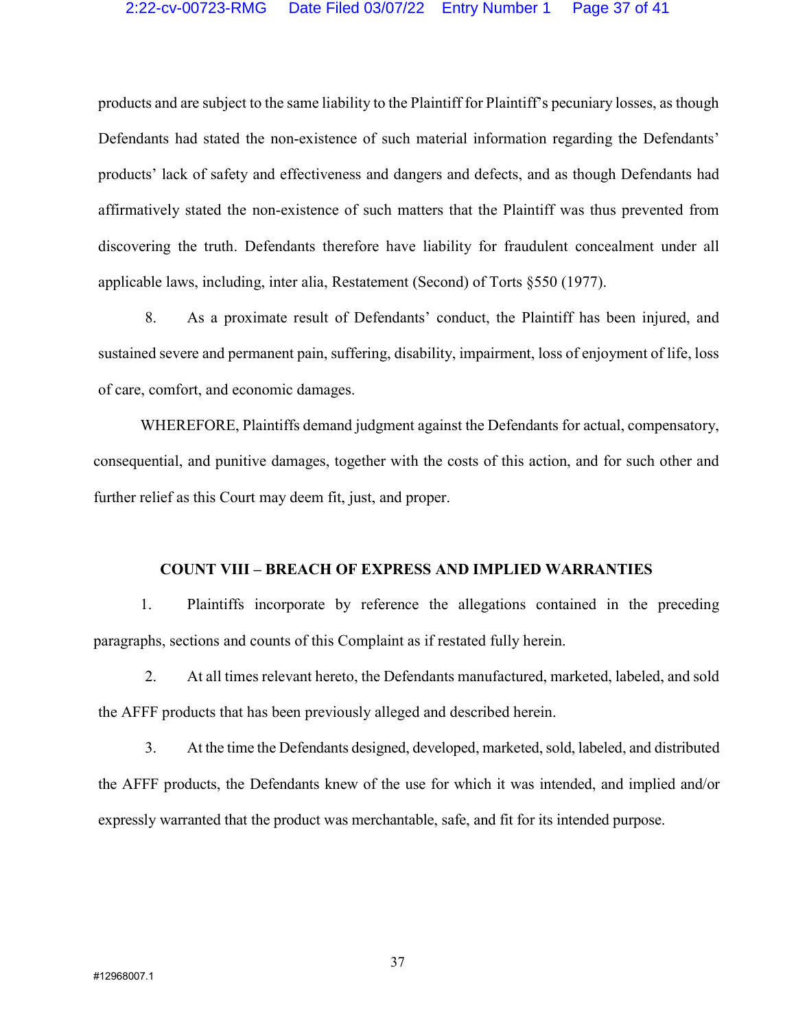products and are subject to the same liability to the Plaintiff for Plaintiff's pecuniary losses, as though Defendants had stated the non-existence of such material information regarding the Defendants' products' lack of safety and effectiveness and dangers and defects, and as though Defendants had affirmatively stated the non-existence of such matters that the Plaintiff was thus prevented from discovering the truth. Defendants therefore have liability for fraudulent concealment under all applicable laws, including, inter alia, Restatement (Second) of Torts §550 (1977).

8. As a proximate result of Defendants' conduct, the Plaintiff has been injured, and sustained severe and permanent pain, suffering, disability, impairment, loss of enjoyment of life, loss of care, comfort, and economic damages.

WHEREFORE, Plaintiffs demand judgment against the Defendants for actual, compensatory, consequential, and punitive damages, together with the costs of this action, and for such other and further relief as this Court may deem fit, just, and proper.

## COUNT VIII – BREACH OF EXPRESS AND IMPLIED WARRANTIES

1. Plaintiffs incorporate by reference the allegations contained in the preceding paragraphs, sections and counts of this Complaint as if restated fully herein.

2. At all times relevant hereto, the Defendants manufactured, marketed, labeled, and sold the AFFF products that has been previously alleged and described herein.

3. At the time the Defendants designed, developed, marketed, sold, labeled, and distributed the AFFF products, the Defendants knew of the use for which it was intended, and implied and/or expressly warranted that the product was merchantable, safe, and fit for its intended purpose.

#12968007.1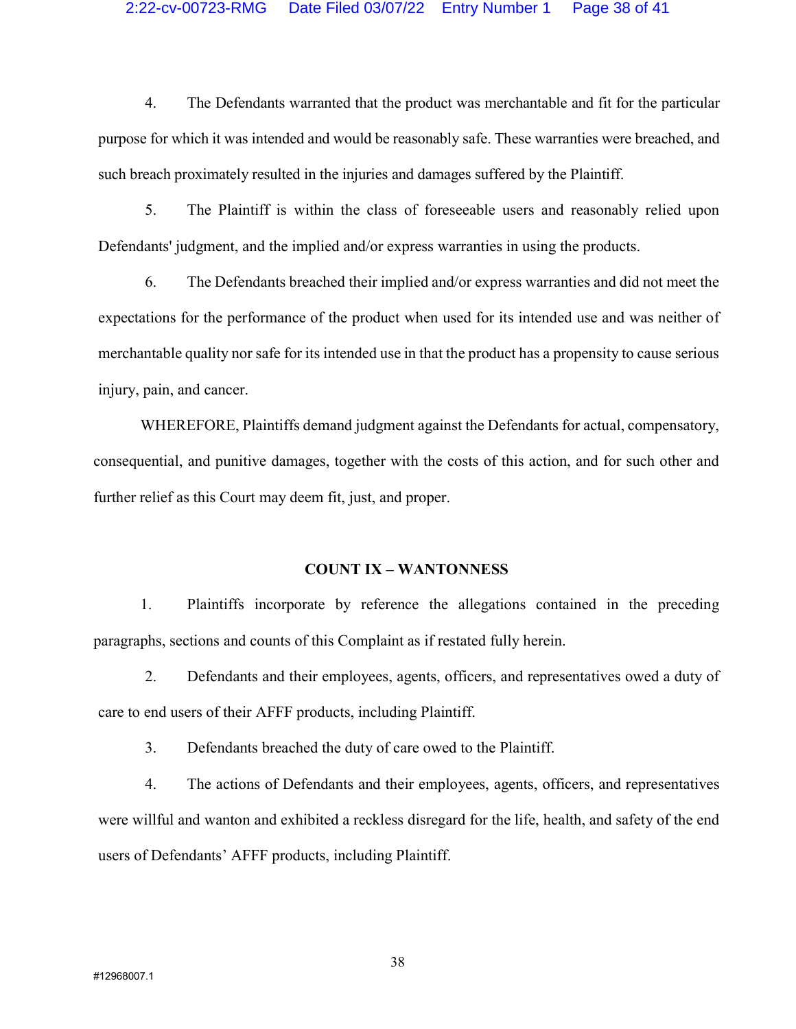4. The Defendants warranted that the product was merchantable and fit for the particular purpose for which it was intended and would be reasonably safe. These warranties were breached, and such breach proximately resulted in the injuries and damages suffered by the Plaintiff.

5. The Plaintiff is within the class of foreseeable users and reasonably relied upon Defendants' judgment, and the implied and/or express warranties in using the products.

6. The Defendants breached their implied and/or express warranties and did not meet the expectations for the performance of the product when used for its intended use and was neither of merchantable quality nor safe for its intended use in that the product has a propensity to cause serious injury, pain, and cancer.

WHEREFORE, Plaintiffs demand judgment against the Defendants for actual, compensatory, consequential, and punitive damages, together with the costs of this action, and for such other and further relief as this Court may deem fit, just, and proper.

## COUNT IX – WANTONNESS

1. Plaintiffs incorporate by reference the allegations contained in the preceding paragraphs, sections and counts of this Complaint as if restated fully herein.

2. Defendants and their employees, agents, officers, and representatives owed a duty of care to end users of their AFFF products, including Plaintiff.

3. Defendants breached the duty of care owed to the Plaintiff.

4. The actions of Defendants and their employees, agents, officers, and representatives were willful and wanton and exhibited a reckless disregard for the life, health, and safety of the end users of Defendants' AFFF products, including Plaintiff.

#12968007.1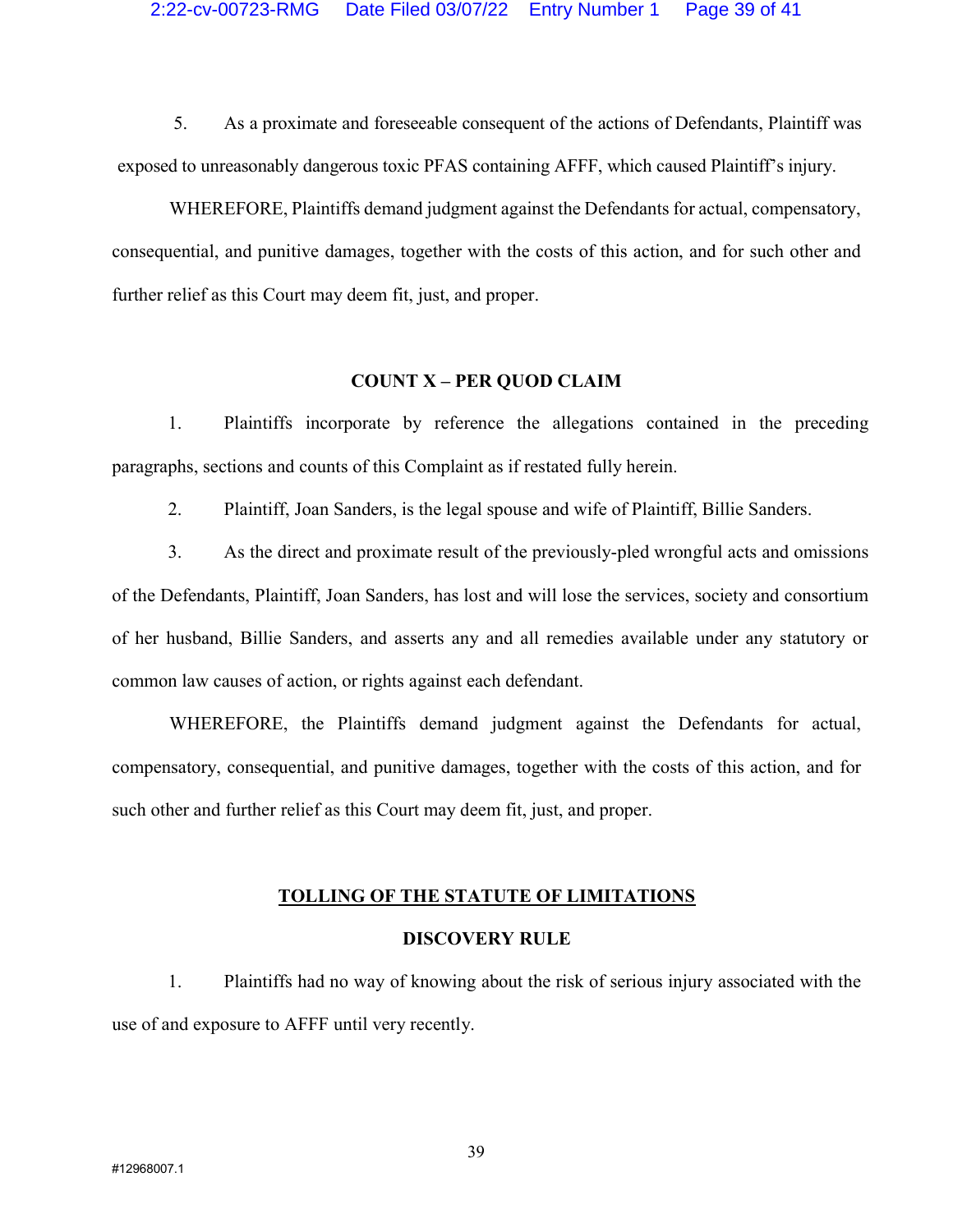5. As a proximate and foreseeable consequent of the actions of Defendants, Plaintiff was exposed to unreasonably dangerous toxic PFAS containing AFFF, which caused Plaintiff's injury.

WHEREFORE, Plaintiffs demand judgment against the Defendants for actual, compensatory, consequential, and punitive damages, together with the costs of this action, and for such other and further relief as this Court may deem fit, just, and proper.

**COUNT X – PER QUOD CLAIM**

1. Plaintiffs incorporate by reference the allegations contained in the preceding paragraphs, sections and counts of this Complaint as if restated fully herein.

2. Plaintiff, Joan Sanders, is the legal spouse and wife of Plaintiff, Billie Sanders.

3. As the direct and proximate result of the previously-pled wrongful acts and omissions of the Defendants, Plaintiff, Joan Sanders, has lost and will lose the services, society and consortium of her husband, Billie Sanders, and asserts any and all remedies available under any statutory or common law causes of action, or rights against each defendant.

WHEREFORE, the Plaintiffs demand judgment against the Defendants for actual, compensatory, consequential, and punitive damages, together with the costs of this action, and for such other and further relief as this Court may deem fit, just, and proper.

## TOLLING OF THE STATUTE OF LIMITATIONS

### DISCOVERY RULE

1. Plaintiffs had no way of knowing about the risk of serious injury associated with the use of and exposure to AFFF until very recently.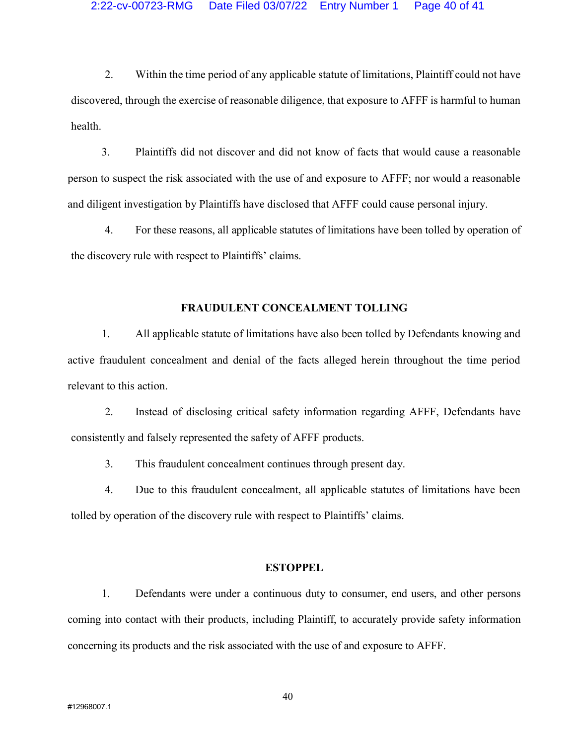2. Within the time period of any applicable statute of limitations, Plaintiff could not have discovered, through the exercise of reasonable diligence, that exposure to AFFF is harmful to human health.

3. Plaintiffs did not discover and did not know of facts that would cause a reasonable person to suspect the risk associated with the use of and exposure to AFFF; nor would a reasonable and diligent investigation by Plaintiffs have disclosed that AFFF could cause personal injury.

4. For these reasons, all applicable statutes of limitations have been tolled by operation of the discovery rule with respect to Plaintiffs' claims.

**FRAUDULENT CONCEALMENT TOLLING**

1. All applicable statute of limitations have also been tolled by Defendants knowing and active fraudulent concealment and denial of the facts alleged herein throughout the time period relevant to this action.

2. Instead of disclosing critical safety information regarding AFFF, Defendants have consistently and falsely represented the safety of AFFF products.

3. This fraudulent concealment continues through present day.

4. Due to this fraudulent concealment, all applicable statutes of limitations have been tolled by operation of the discovery rule with respect to Plaintiffs' claims.

**ESTOPPEL**

1. Defendants were under a continuous duty to consumer, end users, and other persons coming into contact with their products, including Plaintiff, to accurately provide safety information concerning its products and the risk associated with the use of and exposure to AFFF.

#12968007.1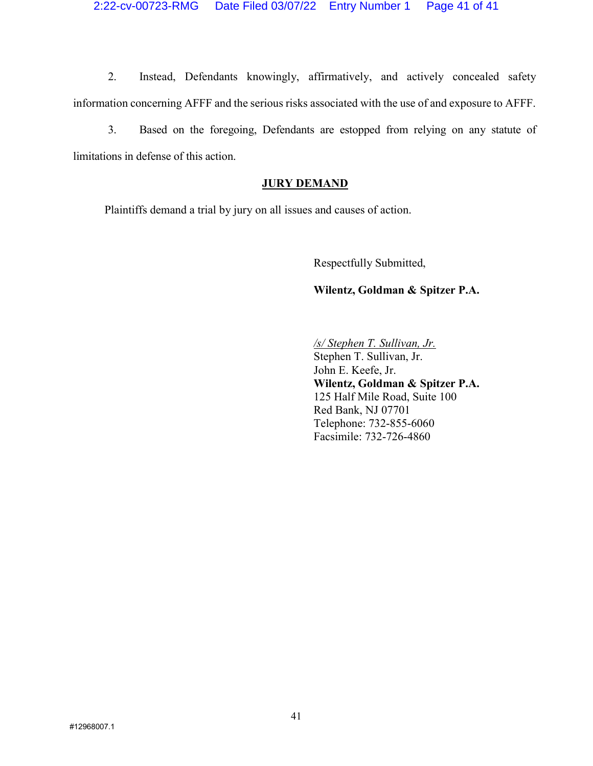2. Instead, Defendants knowingly, affirmatively, and actively concealed safety information concerning AFFF and the serious risks associated with the use of and exposure to AFFF.

3. Based on the foregoing, Defendants are estopped from relying on any statute of limitations in defense of this action.

## JURY DEMAND

Plaintiffs demand a trial by jury on all issues and causes of action.

Respectfully Submitted,

**Wilentz, Goldman & Spitzer P.A.**

*/s/ Stephen T. Sullivan, Jr.*
Stephen T. Sullivan, Jr.
John E. Keefe, Jr.
**Wilentz, Goldman & Spitzer P.A.**
125 Half Mile Road, Suite 100
Red Bank, NJ 07701
Telephone: 732-855-6060
Facsimile: 732-726-4860

#12968007.1